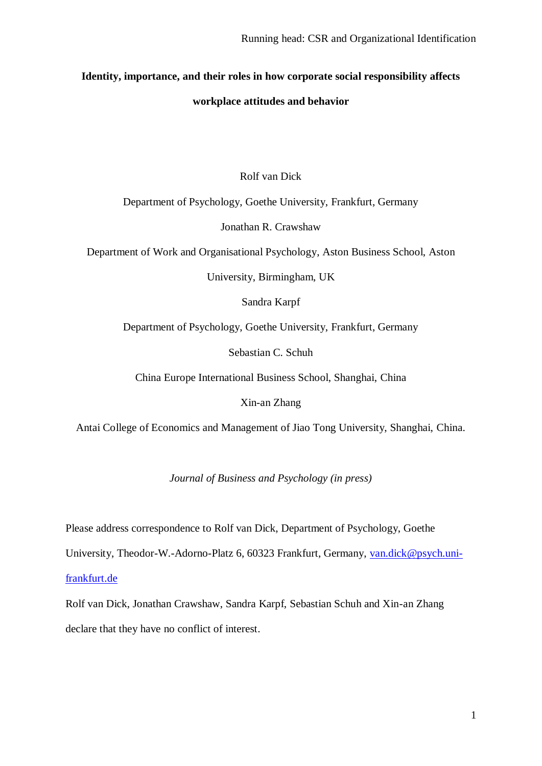# Identity, importance, and their roles in how corporate social responsibility affects workplace attitudes and behavior

Rolf van Dick

Department of Psychology, Goethe University, Frankfurt, Germany

Jonathan R. Crawshaw

Department of Work and Organisational Psychology, Aston Business School, Aston University, Birmingham, UK

Sandra Karpf

Department of Psychology, Goethe University, Frankfurt, Germany

Sebastian C. Schuh

China Europe International Business School, Shanghai, China

Xin-an Zhang

Antai College of Economics and Management of Jiao Tong University, Shanghai, China.

*Journal of Business and Psychology (in press)*

Please address correspondence to Rolf van Dick, Department of Psychology, Goethe University, Theodor-W.-Adorno-Platz 6, 60323 Frankfurt, Germany, van.dick@psych.uni-frankfurt.de

Rolf van Dick, Jonathan Crawshaw, Sandra Karpf, Sebastian Schuh and Xin-an Zhang declare that they have no conflict of interest.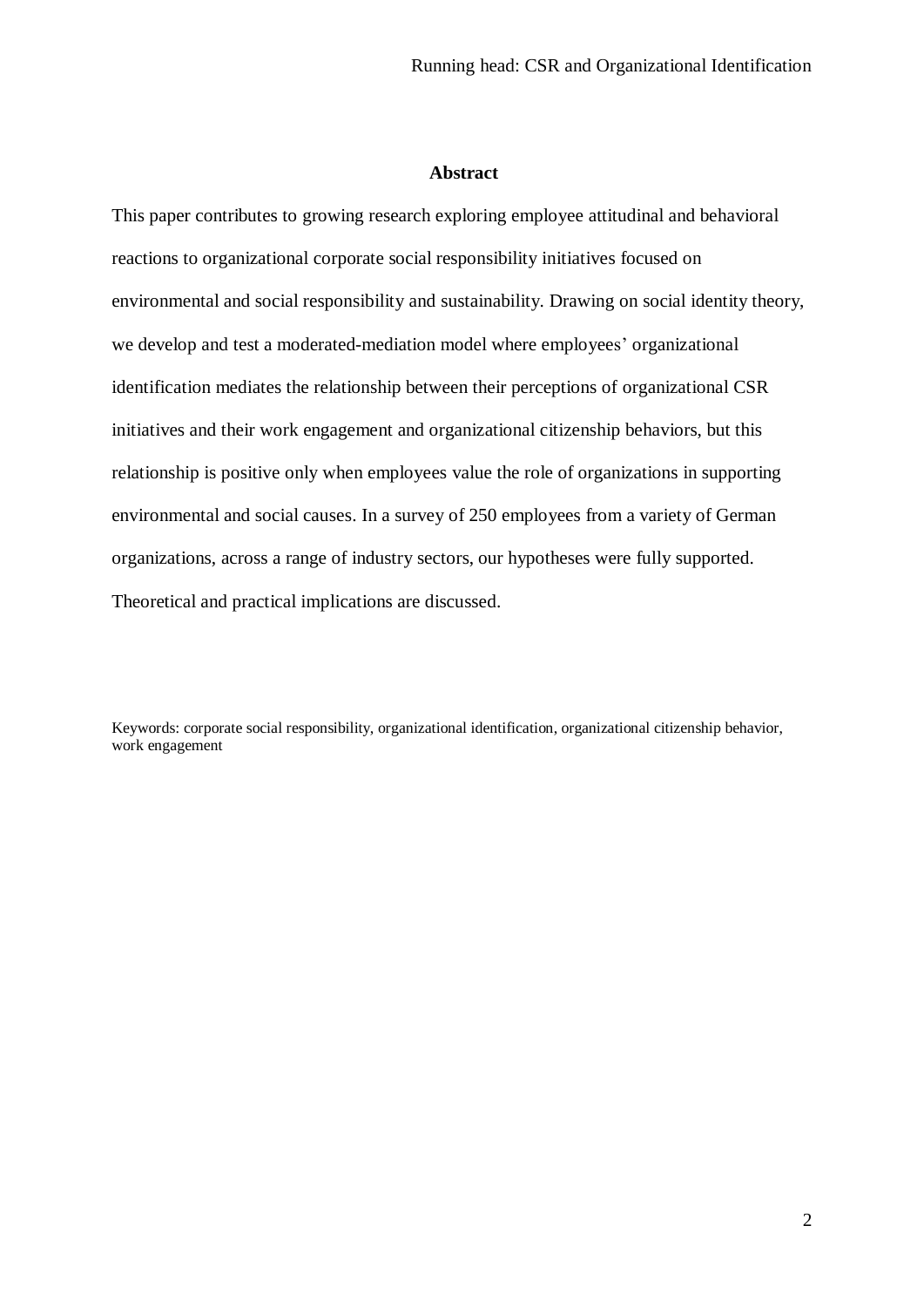## Abstract

This paper contributes to growing research exploring employee attitudinal and behavioral reactions to organizational corporate social responsibility initiatives focused on environmental and social responsibility and sustainability. Drawing on social identity theory, we develop and test a moderated-mediation model where employees' organizational identification mediates the relationship between their perceptions of organizational CSR initiatives and their work engagement and organizational citizenship behaviors, but this relationship is positive only when employees value the role of organizations in supporting environmental and social causes. In a survey of 250 employees from a variety of German organizations, across a range of industry sectors, our hypotheses were fully supported. Theoretical and practical implications are discussed.

Keywords: corporate social responsibility, organizational identification, organizational citizenship behavior, work engagement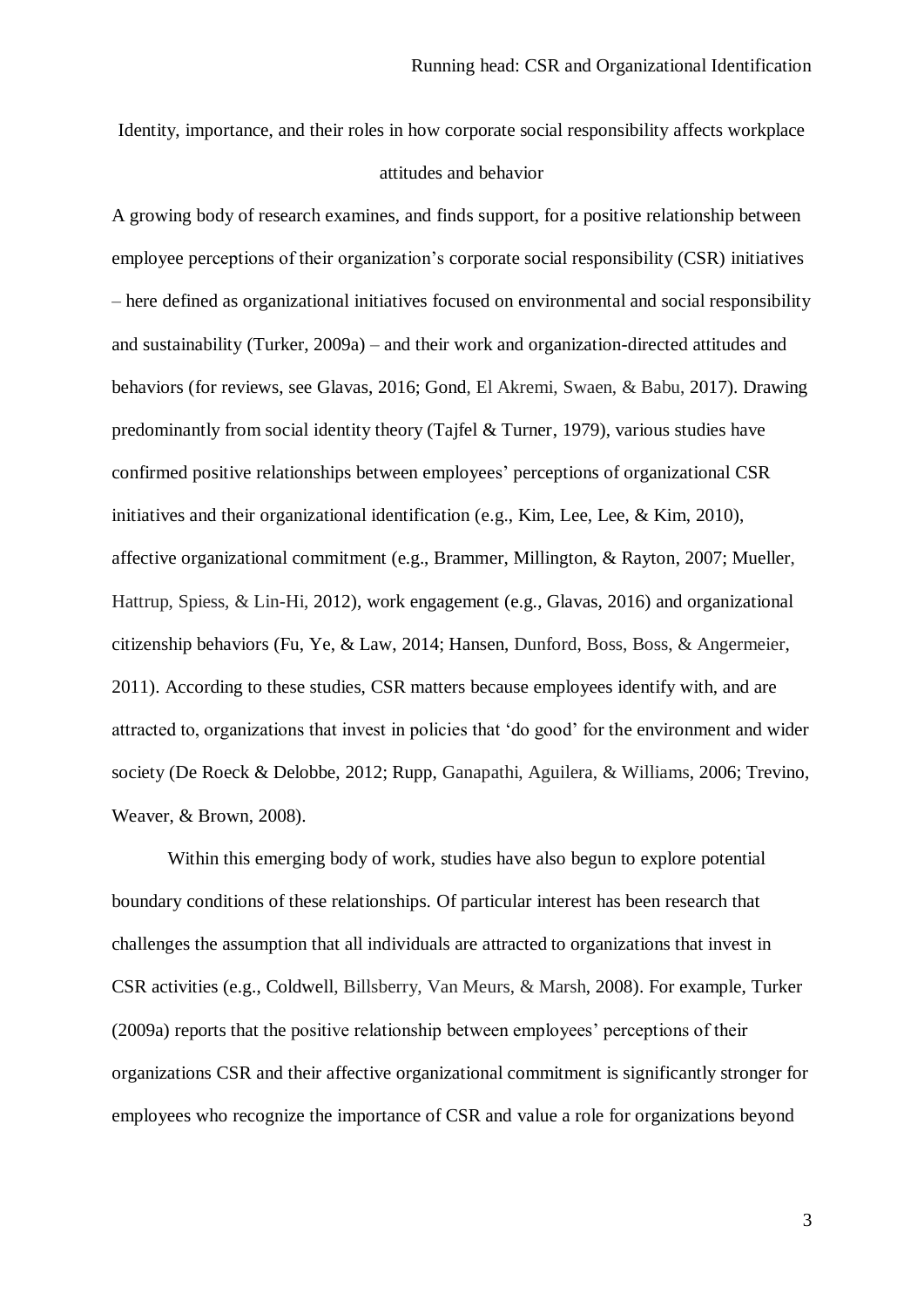Identity, importance, and their roles in how corporate social responsibility affects workplace attitudes and behavior

A growing body of research examines, and finds support, for a positive relationship between employee perceptions of their organization's corporate social responsibility (CSR) initiatives – here defined as organizational initiatives focused on environmental and social responsibility and sustainability (Turker, 2009a) – and their work and organization-directed attitudes and behaviors (for reviews, see Glavas, 2016; Gond, El Akremi, Swaen, & Babu, 2017). Drawing predominantly from social identity theory (Tajfel & Turner, 1979), various studies have confirmed positive relationships between employees' perceptions of organizational CSR initiatives and their organizational identification (e.g., Kim, Lee, Lee, & Kim, 2010), affective organizational commitment (e.g., Brammer, Millington, & Rayton, 2007; Mueller, Hattrup, Spiess, & Lin-Hi, 2012), work engagement (e.g., Glavas, 2016) and organizational citizenship behaviors (Fu, Ye, & Law, 2014; Hansen, Dunford, Boss, Boss, & Angermeier, 2011). According to these studies, CSR matters because employees identify with, and are attracted to, organizations that invest in policies that 'do good' for the environment and wider society (De Roeck & Delobbe, 2012; Rupp, Ganapathi, Aguilera, & Williams, 2006; Trevino, Weaver, & Brown, 2008).

Within this emerging body of work, studies have also begun to explore potential boundary conditions of these relationships. Of particular interest has been research that challenges the assumption that all individuals are attracted to organizations that invest in CSR activities (e.g., Coldwell, Billsberry, Van Meurs, & Marsh, 2008). For example, Turker (2009a) reports that the positive relationship between employees' perceptions of their organizations CSR and their affective organizational commitment is significantly stronger for employees who recognize the importance of CSR and value a role for organizations beyond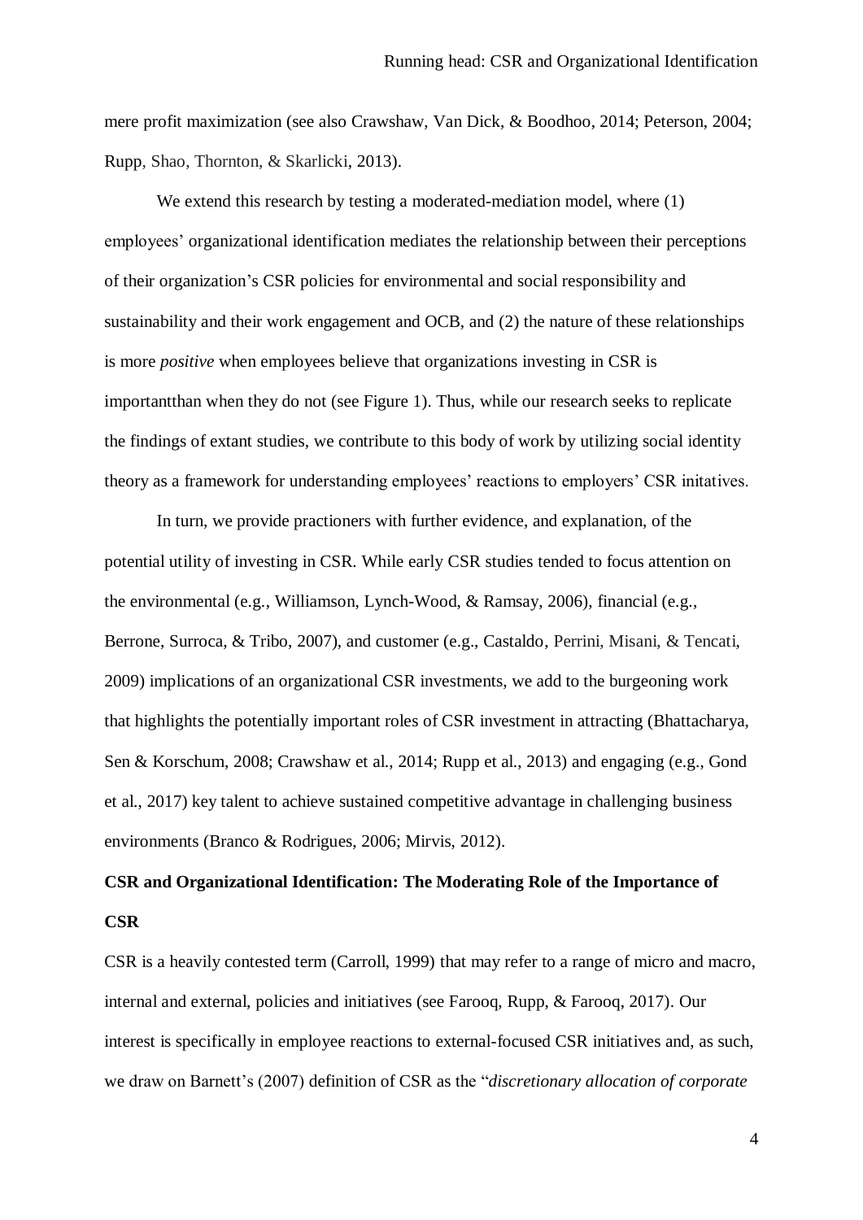mere profit maximization (see also Crawshaw, Van Dick, & Boodhoo, 2014; Peterson, 2004; Rupp, Shao, Thornton, & Skarlicki, 2013).

We extend this research by testing a moderated-mediation model, where (1) employees' organizational identification mediates the relationship between their perceptions of their organization's CSR policies for environmental and social responsibility and sustainability and their work engagement and OCB, and (2) the nature of these relationships is more *positive* when employees believe that organizations investing in CSR is importantthan when they do not (see Figure 1). Thus, while our research seeks to replicate the findings of extant studies, we contribute to this body of work by utilizing social identity theory as a framework for understanding employees' reactions to employers' CSR initatives.

In turn, we provide practioners with further evidence, and explanation, of the potential utility of investing in CSR. While early CSR studies tended to focus attention on the environmental (e.g., Williamson, Lynch-Wood, & Ramsay, 2006), financial (e.g., Berrone, Surroca, & Tribo, 2007), and customer (e.g., Castaldo, Perrini, Misani, & Tencati, 2009) implications of an organizational CSR investments, we add to the burgeoning work that highlights the potentially important roles of CSR investment in attracting (Bhattacharya, Sen & Korschum, 2008; Crawshaw et al., 2014; Rupp et al., 2013) and engaging (e.g., Gond et al., 2017) key talent to achieve sustained competitive advantage in challenging business environments (Branco & Rodrigues, 2006; Mirvis, 2012).

## CSR and Organizational Identification: The Moderating Role of the Importance of CSR

CSR is a heavily contested term (Carroll, 1999) that may refer to a range of micro and macro, internal and external, policies and initiatives (see Farooq, Rupp, & Farooq, 2017). Our interest is specifically in employee reactions to external-focused CSR initiatives and, as such, we draw on Barnett's (2007) definition of CSR as the "*discretionary allocation of corporate*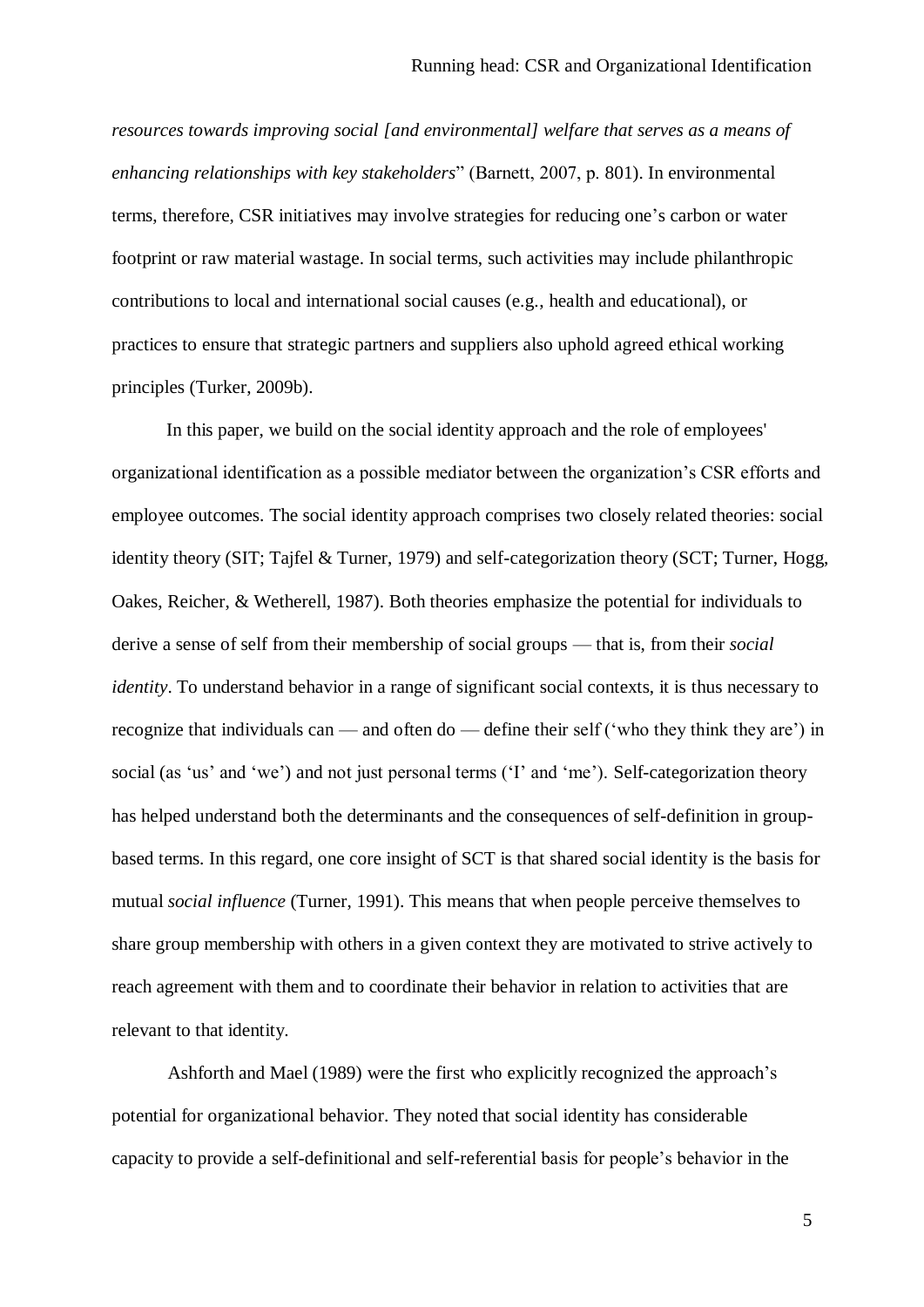*resources towards improving social [and environmental] welfare that serves as a means of enhancing relationships with key stakeholders*" (Barnett, 2007, p. 801). In environmental terms, therefore, CSR initiatives may involve strategies for reducing one's carbon or water footprint or raw material wastage. In social terms, such activities may include philanthropic contributions to local and international social causes (e.g., health and educational), or practices to ensure that strategic partners and suppliers also uphold agreed ethical working principles (Turker, 2009b).

In this paper, we build on the social identity approach and the role of employees' organizational identification as a possible mediator between the organization's CSR efforts and employee outcomes. The social identity approach comprises two closely related theories: social identity theory (SIT; Tajfel & Turner, 1979) and self-categorization theory (SCT; Turner, Hogg, Oakes, Reicher, & Wetherell, 1987). Both theories emphasize the potential for individuals to derive a sense of self from their membership of social groups — that is, from their *social identity*. To understand behavior in a range of significant social contexts, it is thus necessary to recognize that individuals can — and often do — define their self ('who they think they are') in social (as 'us' and 'we') and not just personal terms ('I' and 'me'). Self-categorization theory has helped understand both the determinants and the consequences of self-definition in group-based terms. In this regard, one core insight of SCT is that shared social identity is the basis for mutual *social influence* (Turner, 1991). This means that when people perceive themselves to share group membership with others in a given context they are motivated to strive actively to reach agreement with them and to coordinate their behavior in relation to activities that are relevant to that identity.

Ashforth and Mael (1989) were the first who explicitly recognized the approach's potential for organizational behavior. They noted that social identity has considerable capacity to provide a self-definitional and self-referential basis for people's behavior in the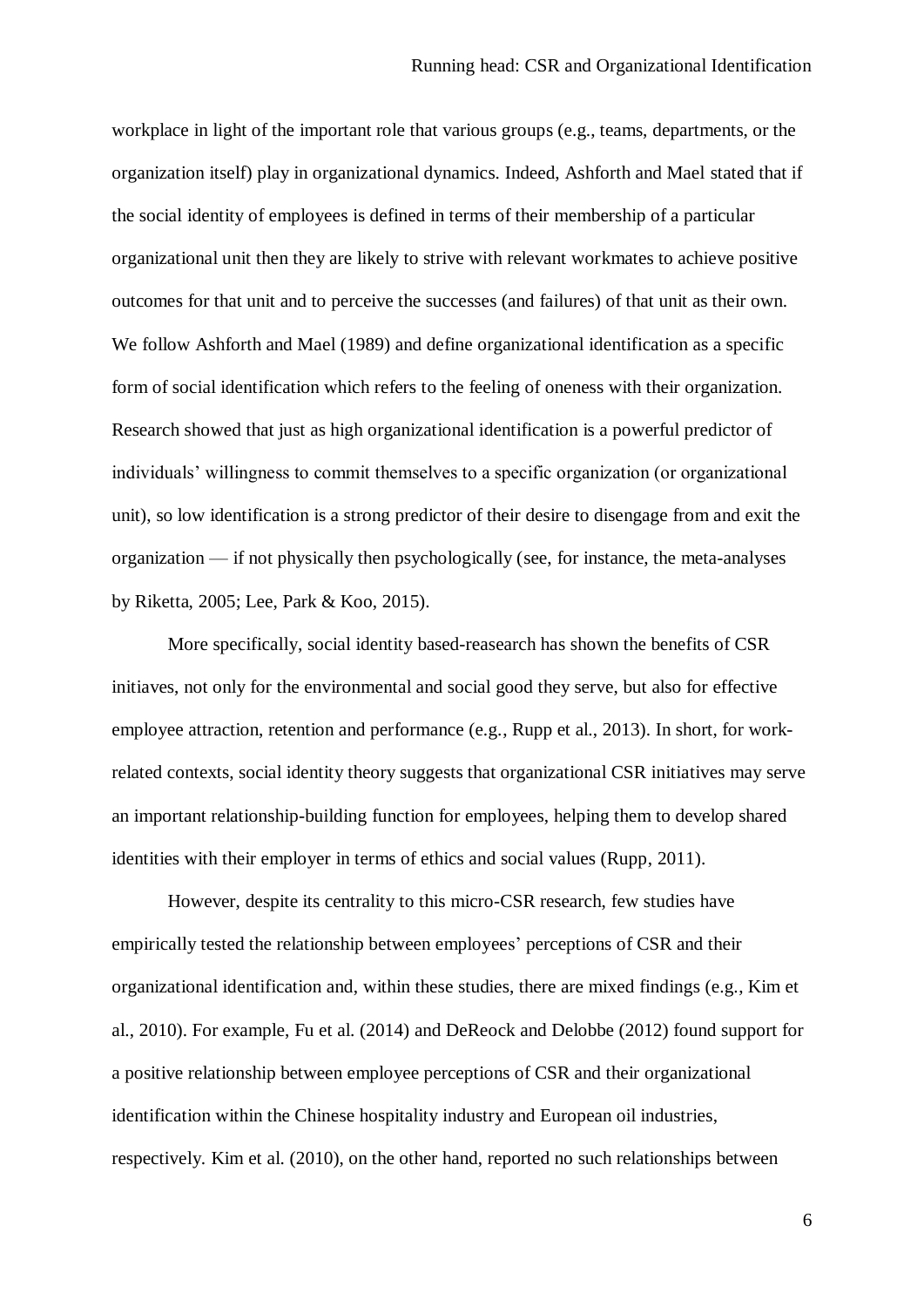workplace in light of the important role that various groups (e.g., teams, departments, or the organization itself) play in organizational dynamics. Indeed, Ashforth and Mael stated that if the social identity of employees is defined in terms of their membership of a particular organizational unit then they are likely to strive with relevant workmates to achieve positive outcomes for that unit and to perceive the successes (and failures) of that unit as their own. We follow Ashforth and Mael (1989) and define organizational identification as a specific form of social identification which refers to the feeling of oneness with their organization. Research showed that just as high organizational identification is a powerful predictor of individuals' willingness to commit themselves to a specific organization (or organizational unit), so low identification is a strong predictor of their desire to disengage from and exit the organization — if not physically then psychologically (see, for instance, the meta-analyses by Riketta, 2005; Lee, Park & Koo, 2015).

More specifically, social identity based-reasearch has shown the benefits of CSR initiaves, not only for the environmental and social good they serve, but also for effective employee attraction, retention and performance (e.g., Rupp et al., 2013). In short, for work-related contexts, social identity theory suggests that organizational CSR initiatives may serve an important relationship-building function for employees, helping them to develop shared identities with their employer in terms of ethics and social values (Rupp, 2011).

However, despite its centrality to this micro-CSR research, few studies have empirically tested the relationship between employees' perceptions of CSR and their organizational identification and, within these studies, there are mixed findings (e.g., Kim et al., 2010). For example, Fu et al. (2014) and DeReock and Delobbe (2012) found support for a positive relationship between employee perceptions of CSR and their organizational identification within the Chinese hospitality industry and European oil industries, respectively. Kim et al. (2010), on the other hand, reported no such relationships between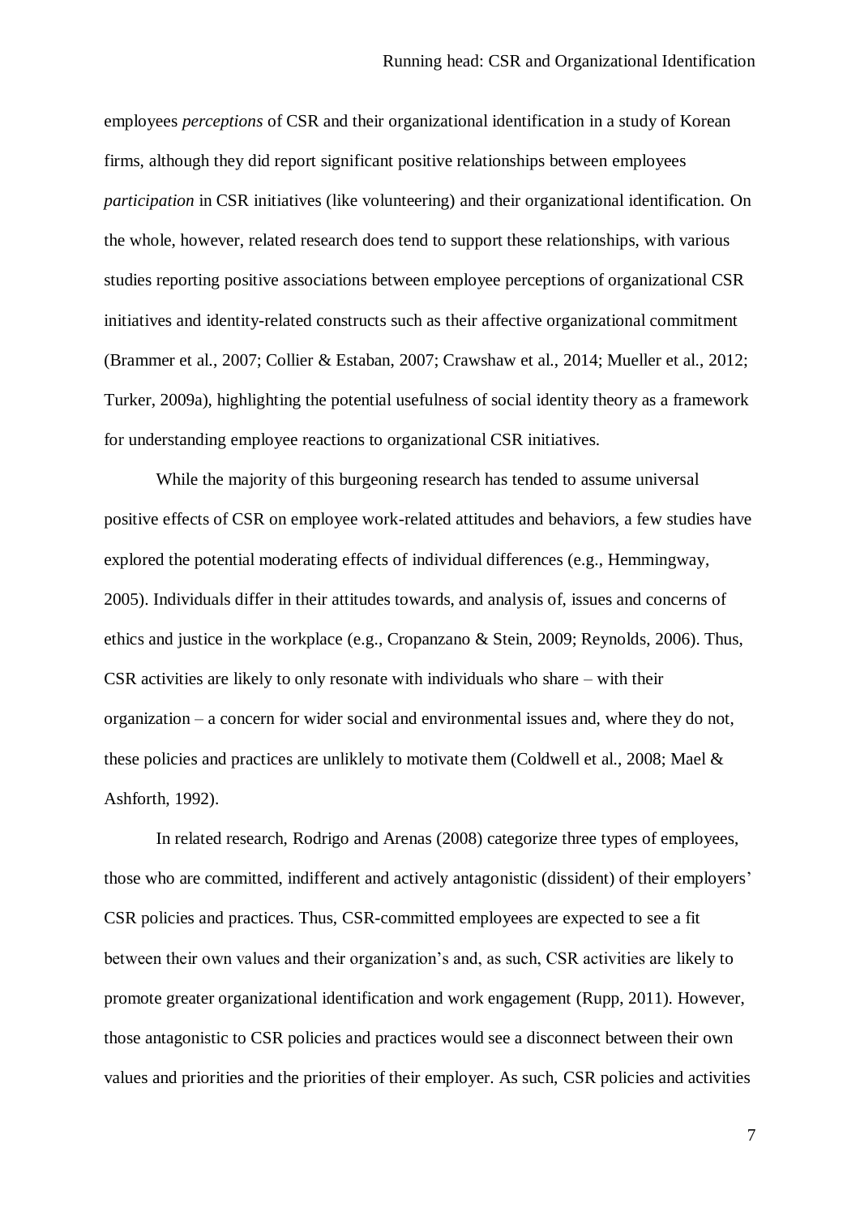employees *perceptions* of CSR and their organizational identification in a study of Korean firms, although they did report significant positive relationships between employees *participation* in CSR initiatives (like volunteering) and their organizational identification. On the whole, however, related research does tend to support these relationships, with various studies reporting positive associations between employee perceptions of organizational CSR initiatives and identity-related constructs such as their affective organizational commitment (Brammer et al., 2007; Collier & Estaban, 2007; Crawshaw et al., 2014; Mueller et al., 2012; Turker, 2009a), highlighting the potential usefulness of social identity theory as a framework for understanding employee reactions to organizational CSR initiatives.

While the majority of this burgeoning research has tended to assume universal positive effects of CSR on employee work-related attitudes and behaviors, a few studies have explored the potential moderating effects of individual differences (e.g., Hemmingway, 2005). Individuals differ in their attitudes towards, and analysis of, issues and concerns of ethics and justice in the workplace (e.g., Cropanzano & Stein, 2009; Reynolds, 2006). Thus, CSR activities are likely to only resonate with individuals who share – with their organization – a concern for wider social and environmental issues and, where they do not, these policies and practices are unliklely to motivate them (Coldwell et al., 2008; Mael & Ashforth, 1992).

In related research, Rodrigo and Arenas (2008) categorize three types of employees, those who are committed, indifferent and actively antagonistic (dissident) of their employers' CSR policies and practices. Thus, CSR-committed employees are expected to see a fit between their own values and their organization's and, as such, CSR activities are likely to promote greater organizational identification and work engagement (Rupp, 2011). However, those antagonistic to CSR policies and practices would see a disconnect between their own values and priorities and the priorities of their employer. As such, CSR policies and activities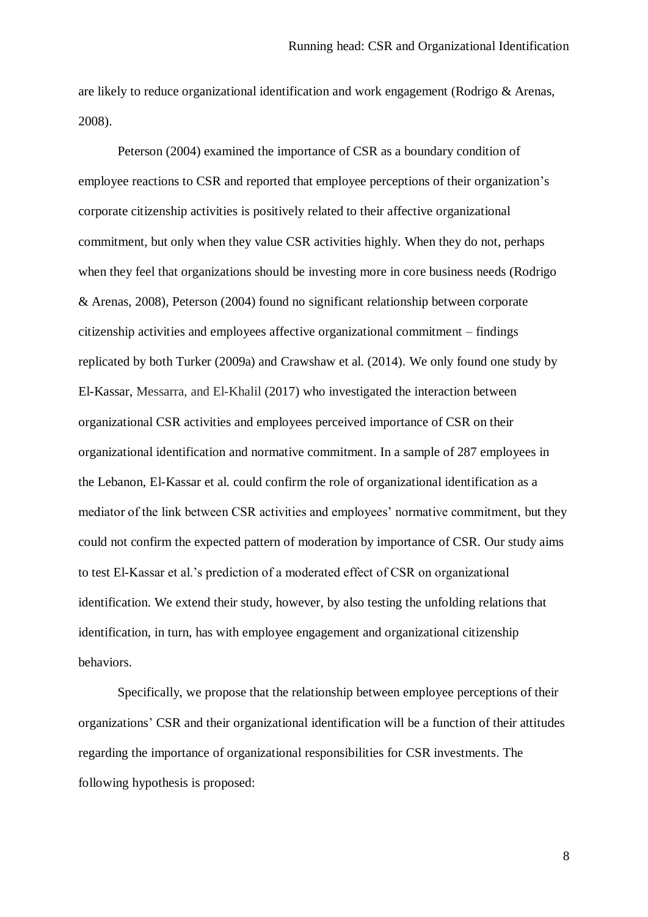are likely to reduce organizational identification and work engagement (Rodrigo & Arenas, 2008).

Peterson (2004) examined the importance of CSR as a boundary condition of employee reactions to CSR and reported that employee perceptions of their organization's corporate citizenship activities is positively related to their affective organizational commitment, but only when they value CSR activities highly. When they do not, perhaps when they feel that organizations should be investing more in core business needs (Rodrigo & Arenas, 2008), Peterson (2004) found no significant relationship between corporate citizenship activities and employees affective organizational commitment – findings replicated by both Turker (2009a) and Crawshaw et al. (2014). We only found one study by El-Kassar, Messarra, and El-Khalil (2017) who investigated the interaction between organizational CSR activities and employees perceived importance of CSR on their organizational identification and normative commitment. In a sample of 287 employees in the Lebanon, El-Kassar et al. could confirm the role of organizational identification as a mediator of the link between CSR activities and employees' normative commitment, but they could not confirm the expected pattern of moderation by importance of CSR. Our study aims to test El-Kassar et al.'s prediction of a moderated effect of CSR on organizational identification. We extend their study, however, by also testing the unfolding relations that identification, in turn, has with employee engagement and organizational citizenship behaviors.

Specifically, we propose that the relationship between employee perceptions of their organizations' CSR and their organizational identification will be a function of their attitudes regarding the importance of organizational responsibilities for CSR investments. The following hypothesis is proposed: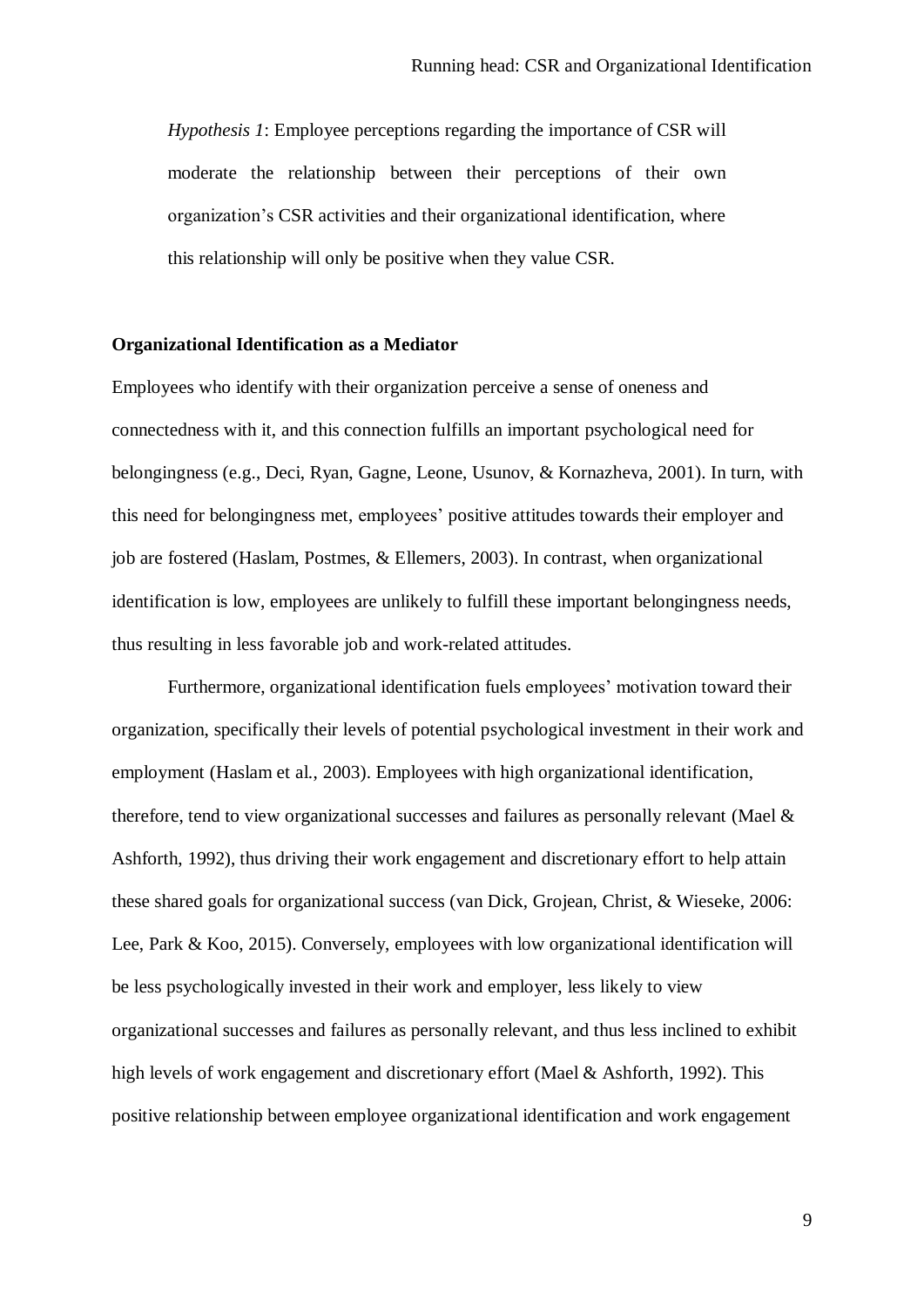*Hypothesis 1*: Employee perceptions regarding the importance of CSR will moderate the relationship between their perceptions of their own organization's CSR activities and their organizational identification, where this relationship will only be positive when they value CSR.

**Organizational Identification as a Mediator**

Employees who identify with their organization perceive a sense of oneness and connectedness with it, and this connection fulfills an important psychological need for belongingness (e.g., Deci, Ryan, Gagne, Leone, Usunov, & Kornazheva, 2001). In turn, with this need for belongingness met, employees' positive attitudes towards their employer and job are fostered (Haslam, Postmes, & Ellemers, 2003). In contrast, when organizational identification is low, employees are unlikely to fulfill these important belongingness needs, thus resulting in less favorable job and work-related attitudes.

Furthermore, organizational identification fuels employees' motivation toward their organization, specifically their levels of potential psychological investment in their work and employment (Haslam et al., 2003). Employees with high organizational identification, therefore, tend to view organizational successes and failures as personally relevant (Mael & Ashforth, 1992), thus driving their work engagement and discretionary effort to help attain these shared goals for organizational success (van Dick, Grojean, Christ, & Wieseke, 2006: Lee, Park & Koo, 2015). Conversely, employees with low organizational identification will be less psychologically invested in their work and employer, less likely to view organizational successes and failures as personally relevant, and thus less inclined to exhibit high levels of work engagement and discretionary effort (Mael & Ashforth, 1992). This positive relationship between employee organizational identification and work engagement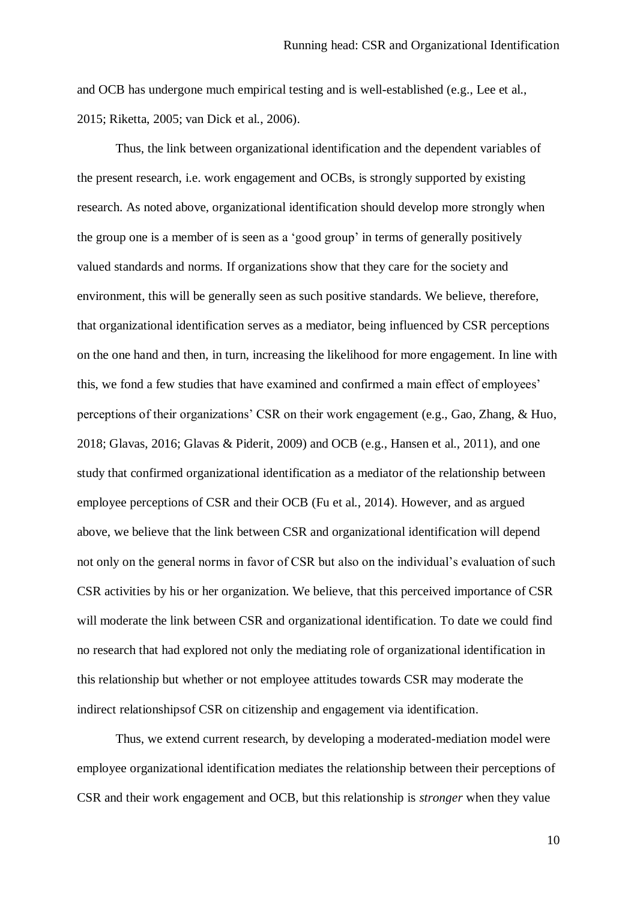and OCB has undergone much empirical testing and is well-established (e.g., Lee et al., 2015; Riketta, 2005; van Dick et al., 2006).

Thus, the link between organizational identification and the dependent variables of the present research, i.e. work engagement and OCBs, is strongly supported by existing research. As noted above, organizational identification should develop more strongly when the group one is a member of is seen as a 'good group' in terms of generally positively valued standards and norms. If organizations show that they care for the society and environment, this will be generally seen as such positive standards. We believe, therefore, that organizational identification serves as a mediator, being influenced by CSR perceptions on the one hand and then, in turn, increasing the likelihood for more engagement. In line with this, we fond a few studies that have examined and confirmed a main effect of employees' perceptions of their organizations' CSR on their work engagement (e.g., Gao, Zhang, & Huo, 2018; Glavas, 2016; Glavas & Piderit, 2009) and OCB (e.g., Hansen et al., 2011), and one study that confirmed organizational identification as a mediator of the relationship between employee perceptions of CSR and their OCB (Fu et al., 2014). However, and as argued above, we believe that the link between CSR and organizational identification will depend not only on the general norms in favor of CSR but also on the individual's evaluation of such CSR activities by his or her organization. We believe, that this perceived importance of CSR will moderate the link between CSR and organizational identification. To date we could find no research that had explored not only the mediating role of organizational identification in this relationship but whether or not employee attitudes towards CSR may moderate the indirect relationshipsof CSR on citizenship and engagement via identification.

Thus, we extend current research, by developing a moderated-mediation model were employee organizational identification mediates the relationship between their perceptions of CSR and their work engagement and OCB, but this relationship is *stronger* when they value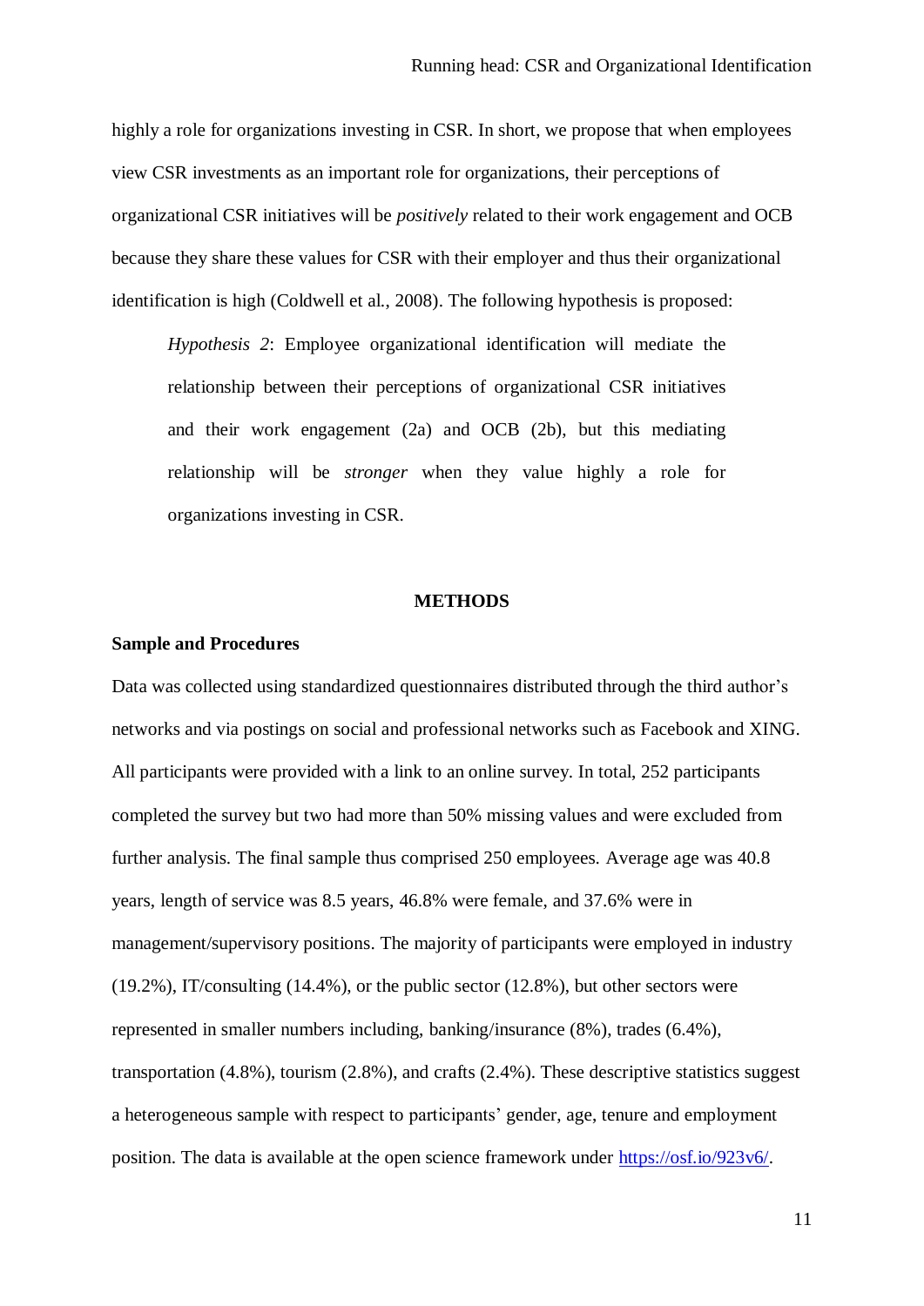highly a role for organizations investing in CSR. In short, we propose that when employees view CSR investments as an important role for organizations, their perceptions of organizational CSR initiatives will be *positively* related to their work engagement and OCB because they share these values for CSR with their employer and thus their organizational identification is high (Coldwell et al., 2008). The following hypothesis is proposed:

> *Hypothesis 2*: Employee organizational identification will mediate the relationship between their perceptions of organizational CSR initiatives and their work engagement (2a) and OCB (2b), but this mediating relationship will be *stronger* when they value highly a role for organizations investing in CSR.

## METHODS

### Sample and Procedures

Data was collected using standardized questionnaires distributed through the third author's networks and via postings on social and professional networks such as Facebook and XING. All participants were provided with a link to an online survey. In total, 252 participants completed the survey but two had more than 50% missing values and were excluded from further analysis. The final sample thus comprised 250 employees. Average age was 40.8 years, length of service was 8.5 years, 46.8% were female, and 37.6% were in management/supervisory positions. The majority of participants were employed in industry (19.2%), IT/consulting (14.4%), or the public sector (12.8%), but other sectors were represented in smaller numbers including, banking/insurance (8%), trades (6.4%), transportation (4.8%), tourism (2.8%), and crafts (2.4%). These descriptive statistics suggest a heterogeneous sample with respect to participants' gender, age, tenure and employment position. The data is available at the open science framework under https://osf.io/923v6/.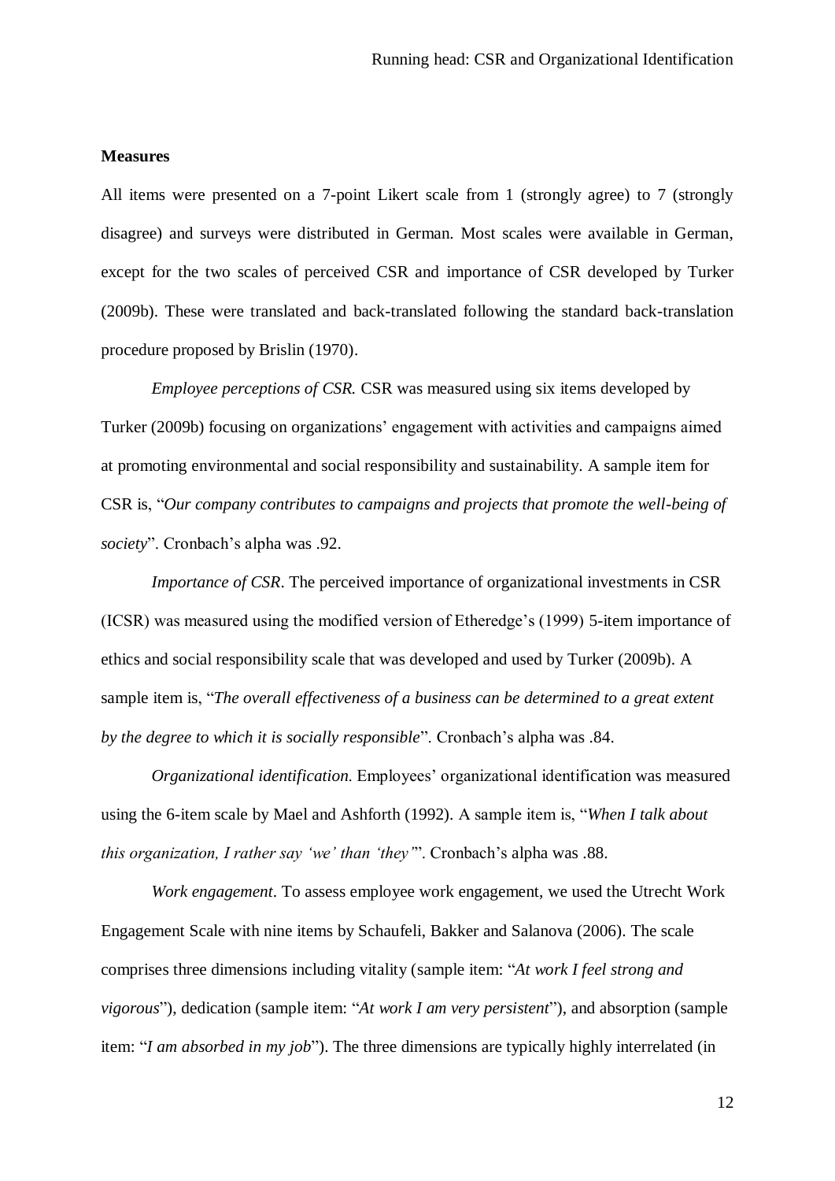**Measures**

All items were presented on a 7-point Likert scale from 1 (strongly agree) to 7 (strongly disagree) and surveys were distributed in German. Most scales were available in German, except for the two scales of perceived CSR and importance of CSR developed by Turker (2009b). These were translated and back-translated following the standard back-translation procedure proposed by Brislin (1970).

*Employee perceptions of CSR.* CSR was measured using six items developed by Turker (2009b) focusing on organizations' engagement with activities and campaigns aimed at promoting environmental and social responsibility and sustainability. A sample item for CSR is, "*Our company contributes to campaigns and projects that promote the well-being of society*". Cronbach's alpha was .92.

*Importance of CSR*. The perceived importance of organizational investments in CSR (ICSR) was measured using the modified version of Etheredge's (1999) 5-item importance of ethics and social responsibility scale that was developed and used by Turker (2009b). A sample item is, "*The overall effectiveness of a business can be determined to a great extent by the degree to which it is socially responsible*". Cronbach's alpha was .84.

*Organizational identification*. Employees' organizational identification was measured using the 6-item scale by Mael and Ashforth (1992). A sample item is, "*When I talk about this organization, I rather say 'we' than 'they'*". Cronbach's alpha was .88.

*Work engagement*. To assess employee work engagement, we used the Utrecht Work Engagement Scale with nine items by Schaufeli, Bakker and Salanova (2006). The scale comprises three dimensions including vitality (sample item: "*At work I feel strong and vigorous*"), dedication (sample item: "*At work I am very persistent*"), and absorption (sample item: "*I am absorbed in my job*"). The three dimensions are typically highly interrelated (in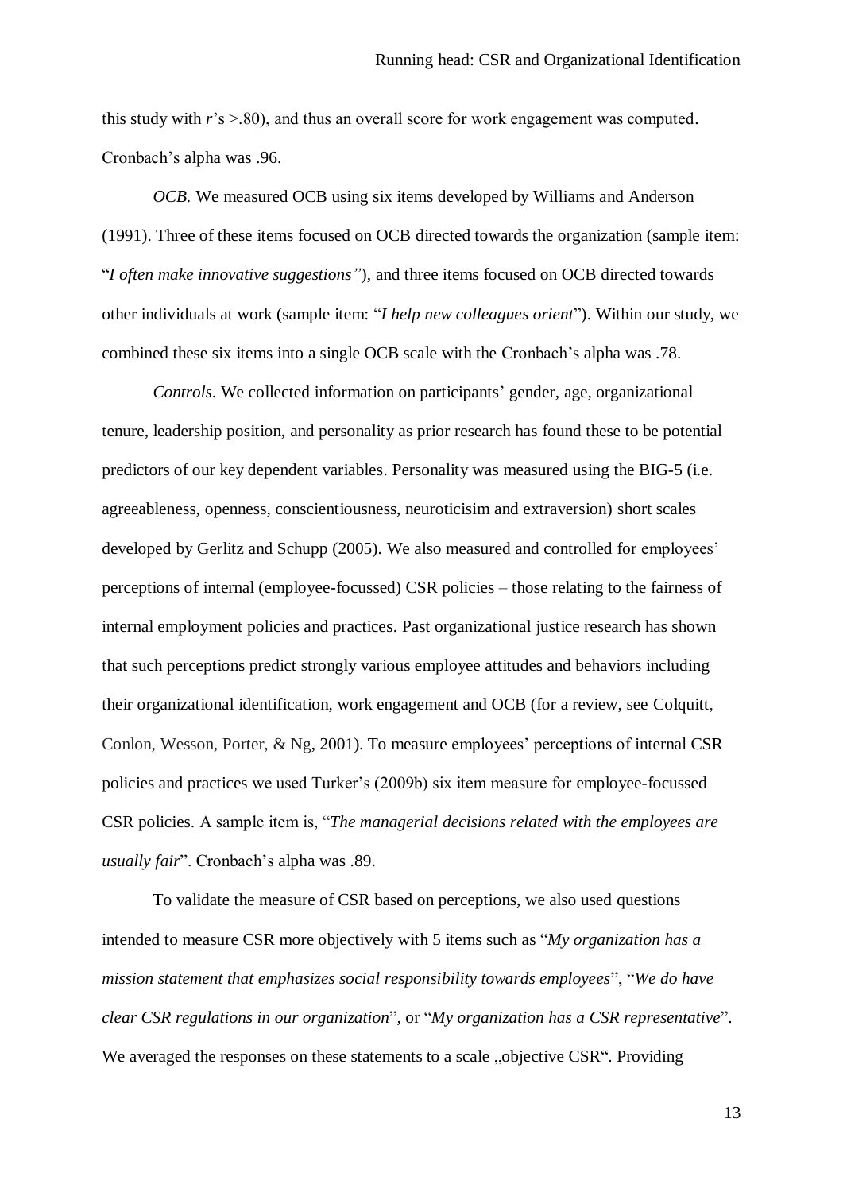this study with *r*'s >.80), and thus an overall score for work engagement was computed. Cronbach's alpha was .96.

*OCB*. We measured OCB using six items developed by Williams and Anderson (1991). Three of these items focused on OCB directed towards the organization (sample item: "*I often make innovative suggestions"*), and three items focused on OCB directed towards other individuals at work (sample item: "*I help new colleagues orient*"). Within our study, we combined these six items into a single OCB scale with the Cronbach's alpha was .78.

*Controls*. We collected information on participants' gender, age, organizational tenure, leadership position, and personality as prior research has found these to be potential predictors of our key dependent variables. Personality was measured using the BIG-5 (i.e. agreeableness, openness, conscientiousness, neuroticisim and extraversion) short scales developed by Gerlitz and Schupp (2005). We also measured and controlled for employees' perceptions of internal (employee-focussed) CSR policies – those relating to the fairness of internal employment policies and practices. Past organizational justice research has shown that such perceptions predict strongly various employee attitudes and behaviors including their organizational identification, work engagement and OCB (for a review, see Colquitt, Conlon, Wesson, Porter, & Ng, 2001). To measure employees' perceptions of internal CSR policies and practices we used Turker's (2009b) six item measure for employee-focussed CSR policies. A sample item is, "*The managerial decisions related with the employees are usually fair*". Cronbach's alpha was .89.

To validate the measure of CSR based on perceptions, we also used questions intended to measure CSR more objectively with 5 items such as "*My organization has a mission statement that emphasizes social responsibility towards employees*", "*We do have clear CSR regulations in our organization*", or "*My organization has a CSR representative*". We averaged the responses on these statements to a scale „objective CSR". Providing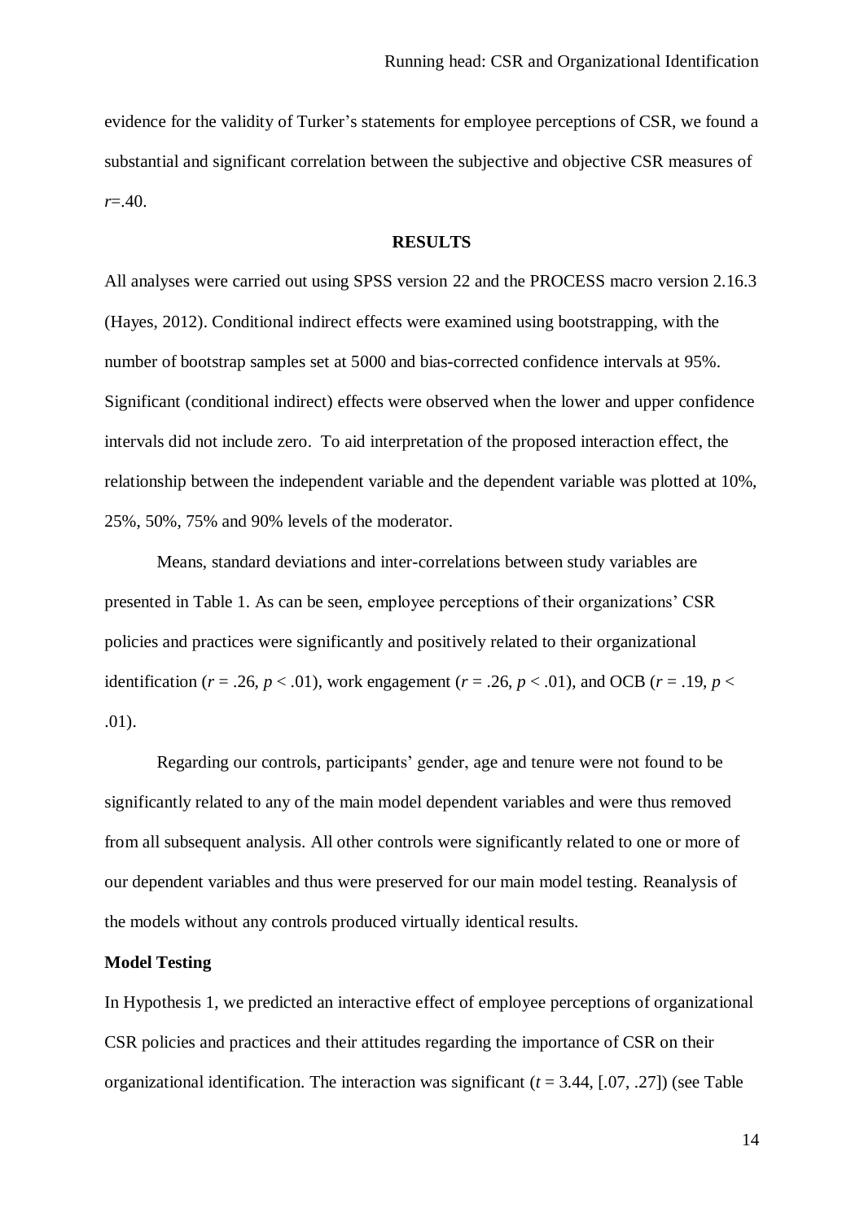evidence for the validity of Turker's statements for employee perceptions of CSR, we found a substantial and significant correlation between the subjective and objective CSR measures of $r$=.40.

## RESULTS

All analyses were carried out using SPSS version 22 and the PROCESS macro version 2.16.3 (Hayes, 2012). Conditional indirect effects were examined using bootstrapping, with the number of bootstrap samples set at 5000 and bias-corrected confidence intervals at 95%. Significant (conditional indirect) effects were observed when the lower and upper confidence intervals did not include zero. To aid interpretation of the proposed interaction effect, the relationship between the independent variable and the dependent variable was plotted at 10%, 25%, 50%, 75% and 90% levels of the moderator.

Means, standard deviations and inter-correlations between study variables are presented in Table 1. As can be seen, employee perceptions of their organizations' CSR policies and practices were significantly and positively related to their organizational identification ($r$ = .26, $p$ < .01), work engagement ($r$ = .26, $p$ < .01), and OCB ($r$ = .19, $p$ < .01).

Regarding our controls, participants' gender, age and tenure were not found to be significantly related to any of the main model dependent variables and were thus removed from all subsequent analysis. All other controls were significantly related to one or more of our dependent variables and thus were preserved for our main model testing. Reanalysis of the models without any controls produced virtually identical results.

### Model Testing

In Hypothesis 1, we predicted an interactive effect of employee perceptions of organizational CSR policies and practices and their attitudes regarding the importance of CSR on their organizational identification. The interaction was significant ($t$ = 3.44, [.07, .27]) (see Table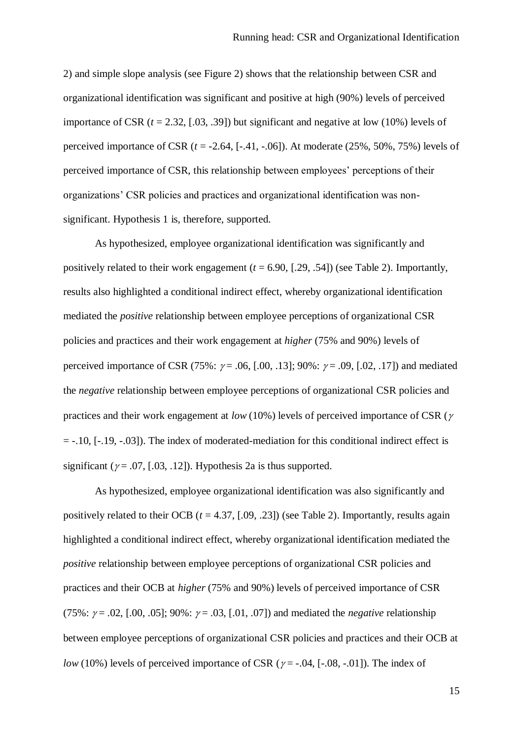2) and simple slope analysis (see Figure 2) shows that the relationship between CSR and organizational identification was significant and positive at high (90%) levels of perceived importance of CSR ($t = 2.32$, [.03, .39]) but significant and negative at low (10%) levels of perceived importance of CSR ($t = -2.64$, [-.41, -.06]). At moderate (25%, 50%, 75%) levels of perceived importance of CSR, this relationship between employees' perceptions of their organizations' CSR policies and practices and organizational identification was non-significant. Hypothesis 1 is, therefore, supported.

As hypothesized, employee organizational identification was significantly and positively related to their work engagement ($t = 6.90$, [.29, .54]) (see Table 2). Importantly, results also highlighted a conditional indirect effect, whereby organizational identification mediated the *positive* relationship between employee perceptions of organizational CSR policies and practices and their work engagement at *higher* (75% and 90%) levels of perceived importance of CSR (75%: $\gamma = .06$, [.00, .13]; 90%: $\gamma = .09$, [.02, .17]) and mediated the *negative* relationship between employee perceptions of organizational CSR policies and practices and their work engagement at *low* (10%) levels of perceived importance of CSR ($\gamma = -.10$, [-.19, -.03]). The index of moderated-mediation for this conditional indirect effect is significant ($\gamma = .07$, [.03, .12]). Hypothesis 2a is thus supported.

As hypothesized, employee organizational identification was also significantly and positively related to their OCB ($t = 4.37$, [.09, .23]) (see Table 2). Importantly, results again highlighted a conditional indirect effect, whereby organizational identification mediated the *positive* relationship between employee perceptions of organizational CSR policies and practices and their OCB at *higher* (75% and 90%) levels of perceived importance of CSR (75%: $\gamma = .02$, [.00, .05]; 90%: $\gamma = .03$, [.01, .07]) and mediated the *negative* relationship between employee perceptions of organizational CSR policies and practices and their OCB at *low* (10%) levels of perceived importance of CSR ($\gamma = -.04$, [-.08, -.01]). The index of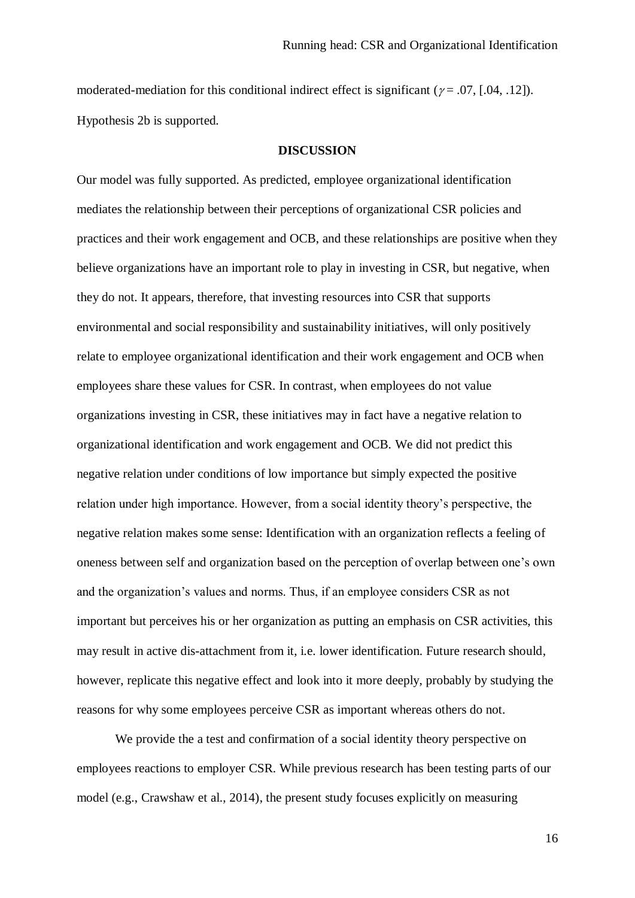moderated-mediation for this conditional indirect effect is significant ($\gamma = .07$, [.04, .12]). Hypothesis 2b is supported.

## DISCUSSION

Our model was fully supported. As predicted, employee organizational identification mediates the relationship between their perceptions of organizational CSR policies and practices and their work engagement and OCB, and these relationships are positive when they believe organizations have an important role to play in investing in CSR, but negative, when they do not. It appears, therefore, that investing resources into CSR that supports environmental and social responsibility and sustainability initiatives, will only positively relate to employee organizational identification and their work engagement and OCB when employees share these values for CSR. In contrast, when employees do not value organizations investing in CSR, these initiatives may in fact have a negative relation to organizational identification and work engagement and OCB. We did not predict this negative relation under conditions of low importance but simply expected the positive relation under high importance. However, from a social identity theory's perspective, the negative relation makes some sense: Identification with an organization reflects a feeling of oneness between self and organization based on the perception of overlap between one's own and the organization's values and norms. Thus, if an employee considers CSR as not important but perceives his or her organization as putting an emphasis on CSR activities, this may result in active dis-attachment from it, i.e. lower identification. Future research should, however, replicate this negative effect and look into it more deeply, probably by studying the reasons for why some employees perceive CSR as important whereas others do not.

We provide the a test and confirmation of a social identity theory perspective on employees reactions to employer CSR. While previous research has been testing parts of our model (e.g., Crawshaw et al., 2014), the present study focuses explicitly on measuring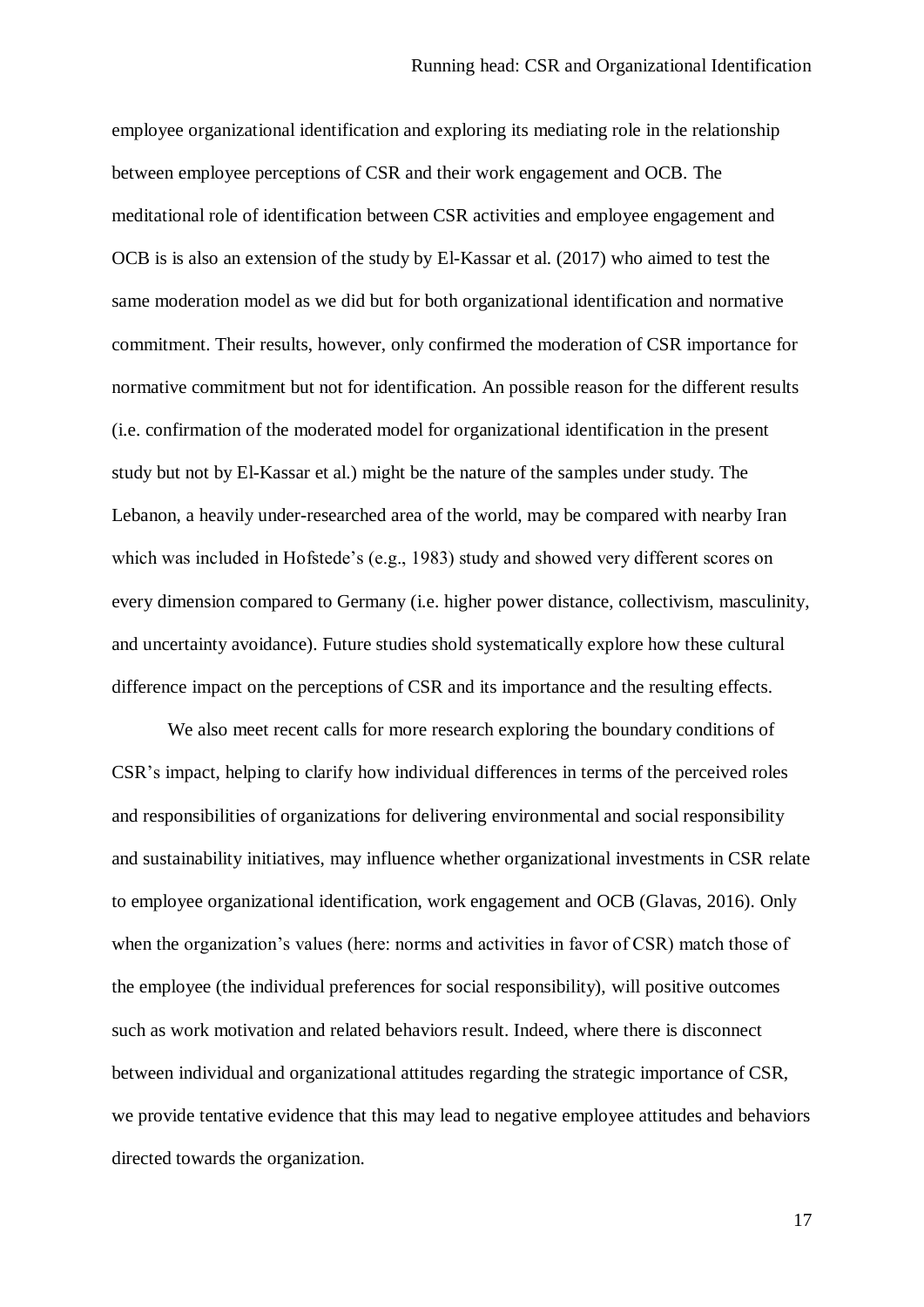employee organizational identification and exploring its mediating role in the relationship between employee perceptions of CSR and their work engagement and OCB. The meditational role of identification between CSR activities and employee engagement and OCB is is also an extension of the study by El-Kassar et al. (2017) who aimed to test the same moderation model as we did but for both organizational identification and normative commitment. Their results, however, only confirmed the moderation of CSR importance for normative commitment but not for identification. An possible reason for the different results (i.e. confirmation of the moderated model for organizational identification in the present study but not by El-Kassar et al.) might be the nature of the samples under study. The Lebanon, a heavily under-researched area of the world, may be compared with nearby Iran which was included in Hofstede's (e.g., 1983) study and showed very different scores on every dimension compared to Germany (i.e. higher power distance, collectivism, masculinity, and uncertainty avoidance). Future studies shold systematically explore how these cultural difference impact on the perceptions of CSR and its importance and the resulting effects.

We also meet recent calls for more research exploring the boundary conditions of CSR's impact, helping to clarify how individual differences in terms of the perceived roles and responsibilities of organizations for delivering environmental and social responsibility and sustainability initiatives, may influence whether organizational investments in CSR relate to employee organizational identification, work engagement and OCB (Glavas, 2016). Only when the organization's values (here: norms and activities in favor of CSR) match those of the employee (the individual preferences for social responsibility), will positive outcomes such as work motivation and related behaviors result. Indeed, where there is disconnect between individual and organizational attitudes regarding the strategic importance of CSR, we provide tentative evidence that this may lead to negative employee attitudes and behaviors directed towards the organization.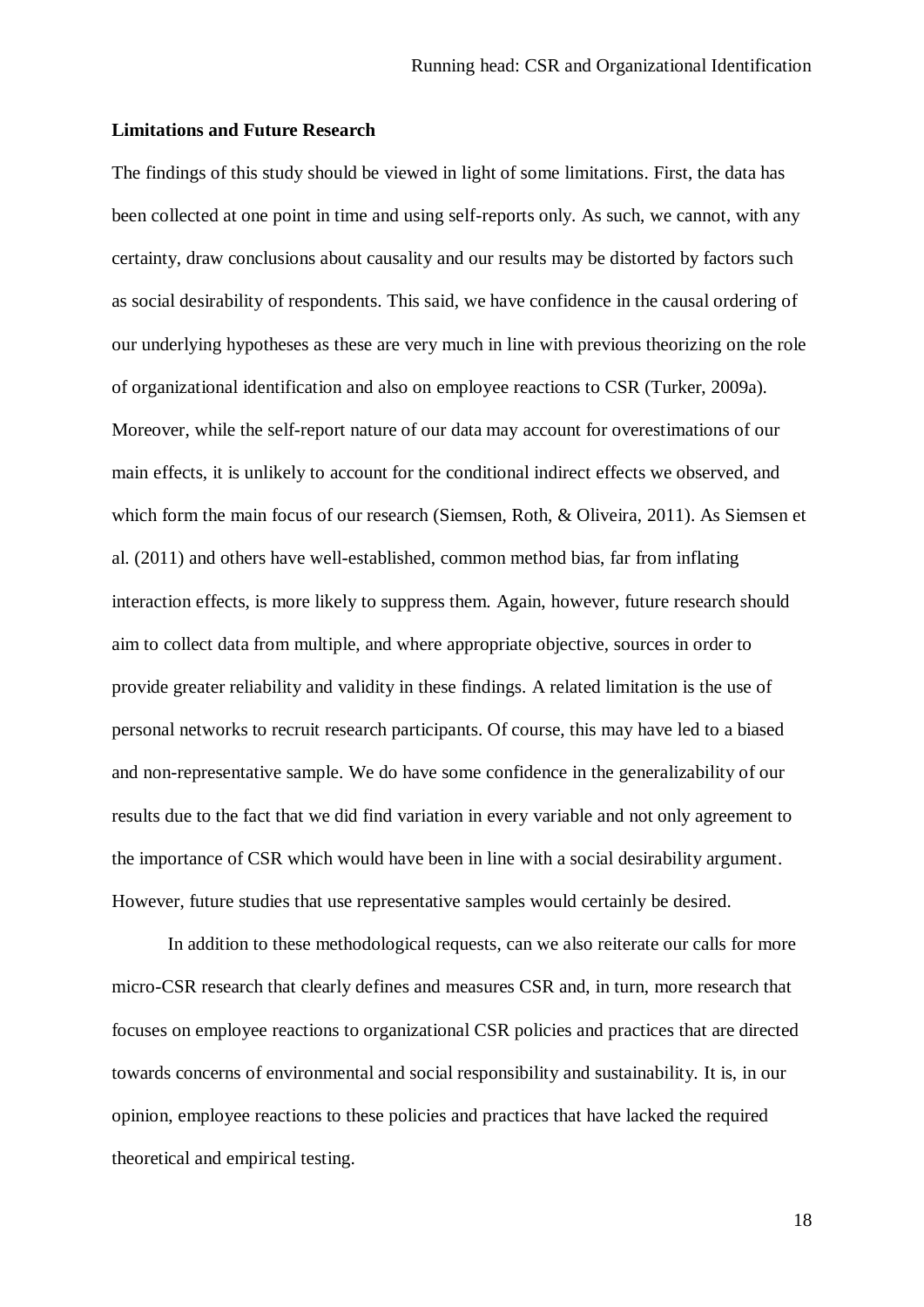**Limitations and Future Research**

The findings of this study should be viewed in light of some limitations. First, the data has been collected at one point in time and using self-reports only. As such, we cannot, with any certainty, draw conclusions about causality and our results may be distorted by factors such as social desirability of respondents. This said, we have confidence in the causal ordering of our underlying hypotheses as these are very much in line with previous theorizing on the role of organizational identification and also on employee reactions to CSR (Turker, 2009a). Moreover, while the self-report nature of our data may account for overestimations of our main effects, it is unlikely to account for the conditional indirect effects we observed, and which form the main focus of our research (Siemsen, Roth, & Oliveira, 2011). As Siemsen et al. (2011) and others have well-established, common method bias, far from inflating interaction effects, is more likely to suppress them. Again, however, future research should aim to collect data from multiple, and where appropriate objective, sources in order to provide greater reliability and validity in these findings. A related limitation is the use of personal networks to recruit research participants. Of course, this may have led to a biased and non-representative sample. We do have some confidence in the generalizability of our results due to the fact that we did find variation in every variable and not only agreement to the importance of CSR which would have been in line with a social desirability argument. However, future studies that use representative samples would certainly be desired.

In addition to these methodological requests, can we also reiterate our calls for more micro-CSR research that clearly defines and measures CSR and, in turn, more research that focuses on employee reactions to organizational CSR policies and practices that are directed towards concerns of environmental and social responsibility and sustainability. It is, in our opinion, employee reactions to these policies and practices that have lacked the required theoretical and empirical testing.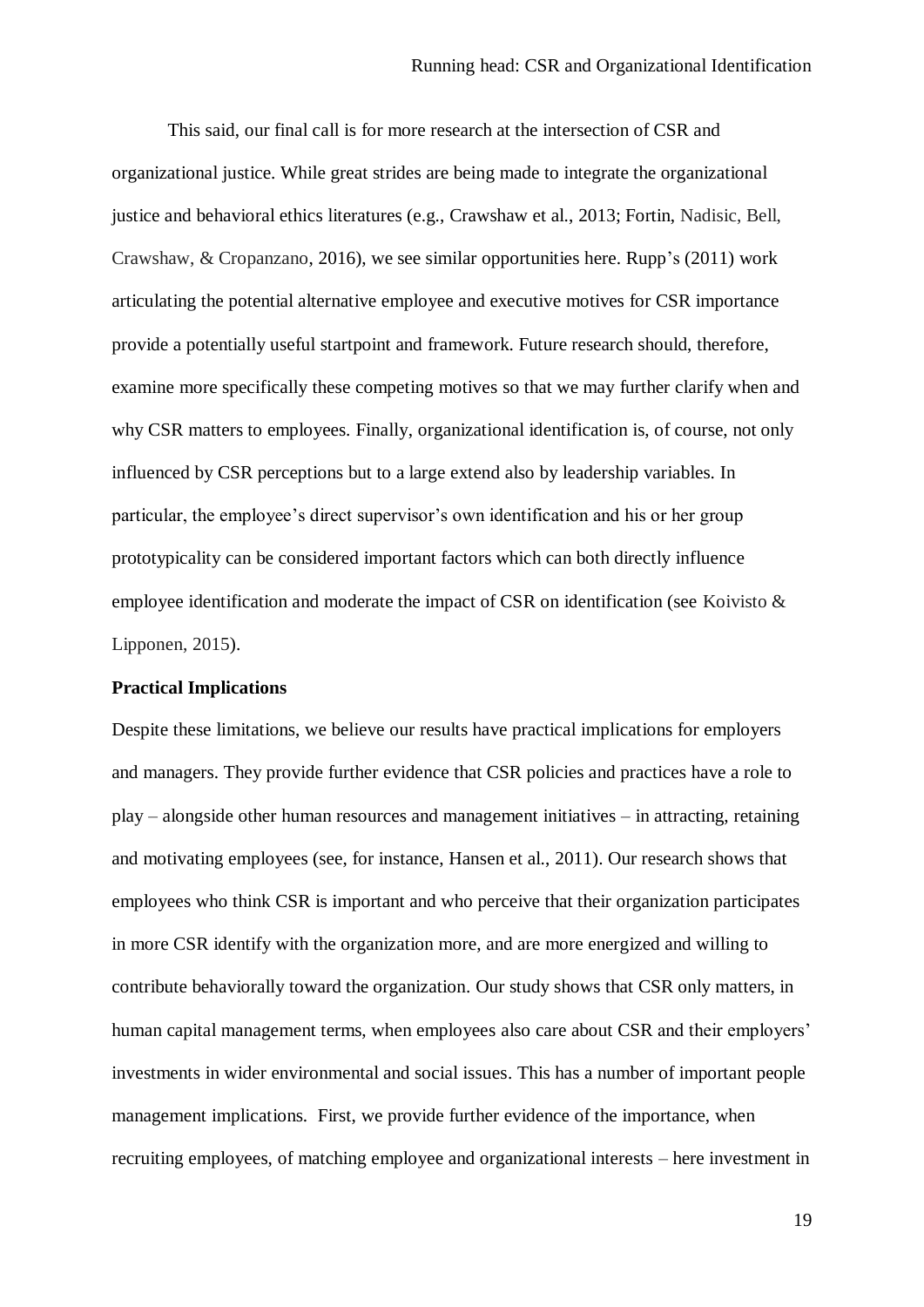This said, our final call is for more research at the intersection of CSR and organizational justice. While great strides are being made to integrate the organizational justice and behavioral ethics literatures (e.g., Crawshaw et al., 2013; Fortin, Nadisic, Bell, Crawshaw, & Cropanzano, 2016), we see similar opportunities here. Rupp's (2011) work articulating the potential alternative employee and executive motives for CSR importance provide a potentially useful startpoint and framework. Future research should, therefore, examine more specifically these competing motives so that we may further clarify when and why CSR matters to employees. Finally, organizational identification is, of course, not only influenced by CSR perceptions but to a large extend also by leadership variables. In particular, the employee's direct supervisor's own identification and his or her group prototypicality can be considered important factors which can both directly influence employee identification and moderate the impact of CSR on identification (see Koivisto & Lipponen, 2015).

**Practical Implications**

Despite these limitations, we believe our results have practical implications for employers and managers. They provide further evidence that CSR policies and practices have a role to play – alongside other human resources and management initiatives – in attracting, retaining and motivating employees (see, for instance, Hansen et al., 2011). Our research shows that employees who think CSR is important and who perceive that their organization participates in more CSR identify with the organization more, and are more energized and willing to contribute behaviorally toward the organization. Our study shows that CSR only matters, in human capital management terms, when employees also care about CSR and their employers' investments in wider environmental and social issues. This has a number of important people management implications. First, we provide further evidence of the importance, when recruiting employees, of matching employee and organizational interests – here investment in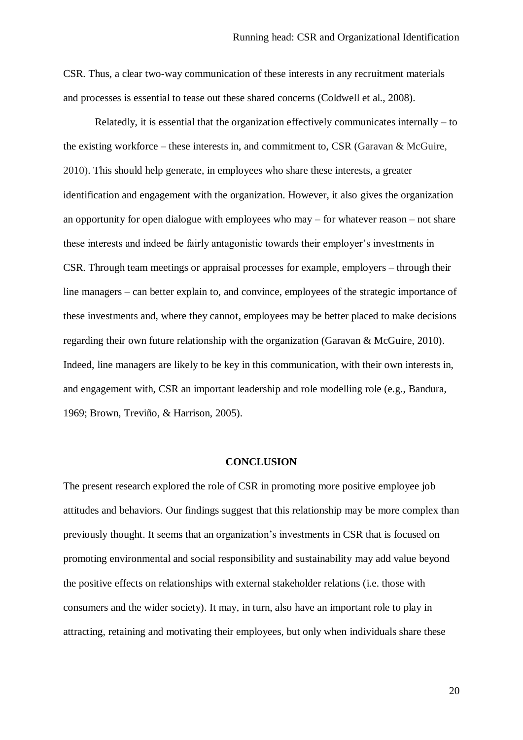CSR. Thus, a clear two-way communication of these interests in any recruitment materials and processes is essential to tease out these shared concerns (Coldwell et al., 2008).

Relatedly, it is essential that the organization effectively communicates internally – to the existing workforce – these interests in, and commitment to, CSR (Garavan & McGuire, 2010). This should help generate, in employees who share these interests, a greater identification and engagement with the organization. However, it also gives the organization an opportunity for open dialogue with employees who may – for whatever reason – not share these interests and indeed be fairly antagonistic towards their employer's investments in CSR. Through team meetings or appraisal processes for example, employers – through their line managers – can better explain to, and convince, employees of the strategic importance of these investments and, where they cannot, employees may be better placed to make decisions regarding their own future relationship with the organization (Garavan & McGuire, 2010). Indeed, line managers are likely to be key in this communication, with their own interests in, and engagement with, CSR an important leadership and role modelling role (e.g., Bandura, 1969; Brown, Treviño, & Harrison, 2005).

## CONCLUSION

The present research explored the role of CSR in promoting more positive employee job attitudes and behaviors. Our findings suggest that this relationship may be more complex than previously thought. It seems that an organization's investments in CSR that is focused on promoting environmental and social responsibility and sustainability may add value beyond the positive effects on relationships with external stakeholder relations (i.e. those with consumers and the wider society). It may, in turn, also have an important role to play in attracting, retaining and motivating their employees, but only when individuals share these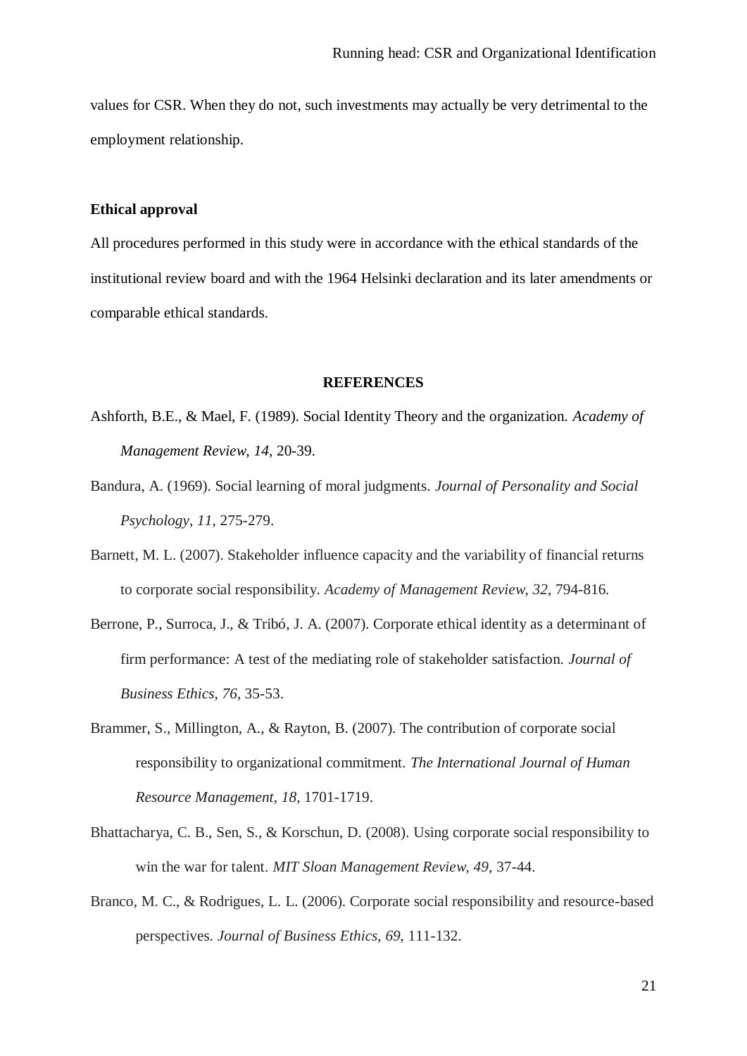values for CSR. When they do not, such investments may actually be very detrimental to the employment relationship.

**Ethical approval**

All procedures performed in this study were in accordance with the ethical standards of the institutional review board and with the 1964 Helsinki declaration and its later amendments or comparable ethical standards.

## REFERENCES

Ashforth, B.E., & Mael, F. (1989). Social Identity Theory and the organization. *Academy of Management Review*, *14*, 20-39.

Bandura, A. (1969). Social learning of moral judgments. *Journal of Personality and Social Psychology*, *11*, 275-279.

Barnett, M. L. (2007). Stakeholder influence capacity and the variability of financial returns to corporate social responsibility. *Academy of Management Review*, *32*, 794-816.

Berrone, P., Surroca, J., & Tribó, J. A. (2007). Corporate ethical identity as a determinant of firm performance: A test of the mediating role of stakeholder satisfaction. *Journal of Business Ethics*, *76*, 35-53.

Brammer, S., Millington, A., & Rayton, B. (2007). The contribution of corporate social responsibility to organizational commitment. *The International Journal of Human Resource Management*, *18*, 1701-1719.

Bhattacharya, C. B., Sen, S., & Korschun, D. (2008). Using corporate social responsibility to win the war for talent. *MIT Sloan Management Review, 49*, 37-44.

Branco, M. C., & Rodrigues, L. L. (2006). Corporate social responsibility and resource-based perspectives. *Journal of Business Ethics*, *69*, 111-132.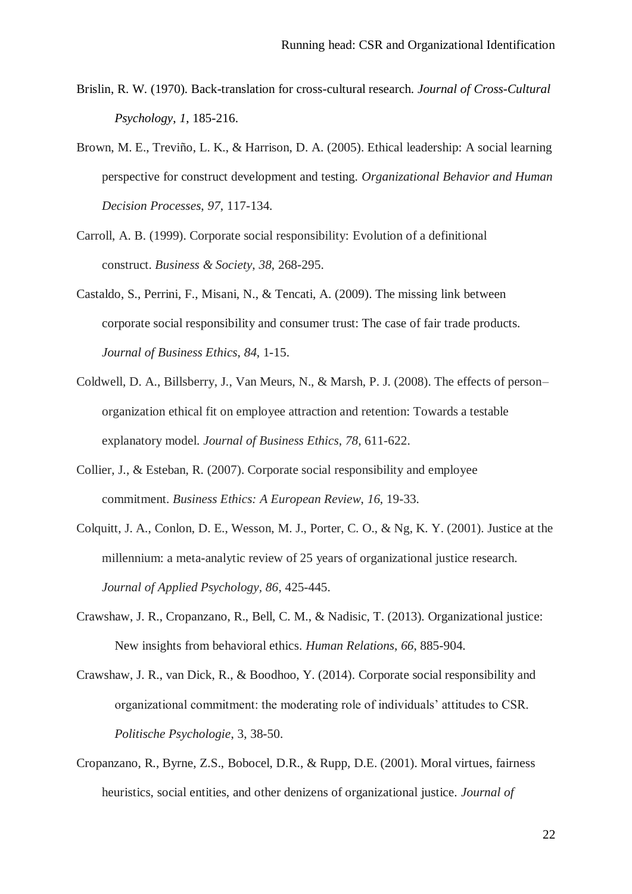Brislin, R. W. (1970). Back-translation for cross-cultural research. *Journal of Cross-Cultural Psychology*, *1*, 185-216.

Brown, M. E., Treviño, L. K., & Harrison, D. A. (2005). Ethical leadership: A social learning perspective for construct development and testing. *Organizational Behavior and Human Decision Processes*, *97*, 117-134.

Carroll, A. B. (1999). Corporate social responsibility: Evolution of a definitional construct. *Business & Society*, *38*, 268-295.

Castaldo, S., Perrini, F., Misani, N., & Tencati, A. (2009). The missing link between corporate social responsibility and consumer trust: The case of fair trade products. *Journal of Business Ethics*, *84*, 1-15.

Coldwell, D. A., Billsberry, J., Van Meurs, N., & Marsh, P. J. (2008). The effects of person–organization ethical fit on employee attraction and retention: Towards a testable explanatory model. *Journal of Business Ethics*, *78*, 611-622.

Collier, J., & Esteban, R. (2007). Corporate social responsibility and employee commitment. *Business Ethics: A European Review*, *16*, 19-33.

Colquitt, J. A., Conlon, D. E., Wesson, M. J., Porter, C. O., & Ng, K. Y. (2001). Justice at the millennium: a meta-analytic review of 25 years of organizational justice research. *Journal of Applied Psychology*, *86*, 425-445.

Crawshaw, J. R., Cropanzano, R., Bell, C. M., & Nadisic, T. (2013). Organizational justice: New insights from behavioral ethics. *Human Relations*, *66*, 885-904.

Crawshaw, J. R., van Dick, R., & Boodhoo, Y. (2014). Corporate social responsibility and organizational commitment: the moderating role of individuals' attitudes to CSR. *Politische Psychologie*, 3, 38-50.

Cropanzano, R., Byrne, Z.S., Bobocel, D.R., & Rupp, D.E. (2001). Moral virtues, fairness heuristics, social entities, and other denizens of organizational justice. *Journal of*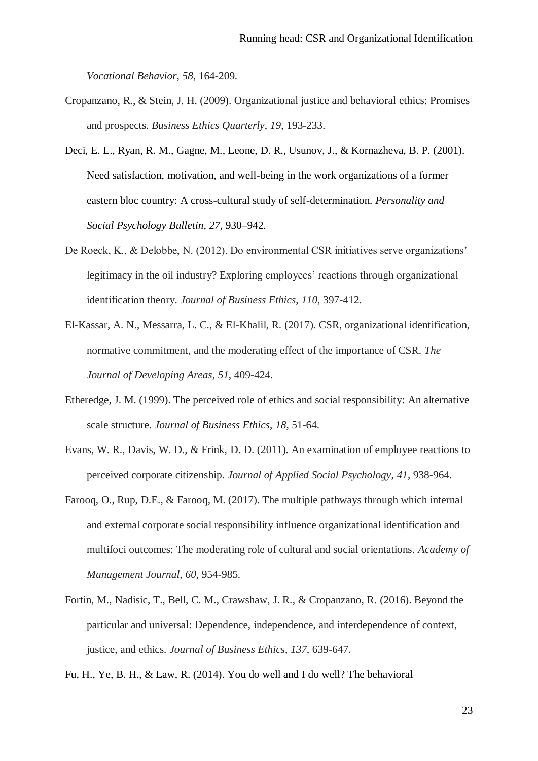*Vocational Behavior*, *58*, 164-209.

Cropanzano, R., & Stein, J. H. (2009). Organizational justice and behavioral ethics: Promises and prospects. *Business Ethics Quarterly*, *19*, 193-233.

Deci, E. L., Ryan, R. M., Gagne, M., Leone, D. R., Usunov, J., & Kornazheva, B. P. (2001). Need satisfaction, motivation, and well-being in the work organizations of a former eastern bloc country: A cross-cultural study of self-determination. *Personality and Social Psychology Bulletin*, *27*, 930–942.

De Roeck, K., & Delobbe, N. (2012). Do environmental CSR initiatives serve organizations' legitimacy in the oil industry? Exploring employees' reactions through organizational identification theory. *Journal of Business Ethics*, *110*, 397-412.

El-Kassar, A. N., Messarra, L. C., & El-Khalil, R. (2017). CSR, organizational identification, normative commitment, and the moderating effect of the importance of CSR. *The Journal of Developing Areas*, *51*, 409-424.

Etheredge, J. M. (1999). The perceived role of ethics and social responsibility: An alternative scale structure. *Journal of Business Ethics*, *18*, 51-64.

Evans, W. R., Davis, W. D., & Frink, D. D. (2011). An examination of employee reactions to perceived corporate citizenship. *Journal of Applied Social Psychology*, *41*, 938-964.

Farooq, O., Rup, D.E., & Farooq, M. (2017). The multiple pathways through which internal and external corporate social responsibility influence organizational identification and multifoci outcomes: The moderating role of cultural and social orientations. *Academy of Management Journal, 60*, 954-985.

Fortin, M., Nadisic, T., Bell, C. M., Crawshaw, J. R., & Cropanzano, R. (2016). Beyond the particular and universal: Dependence, independence, and interdependence of context, justice, and ethics. *Journal of Business Ethics*, *137*, 639-647.

Fu, H., Ye, B. H., & Law, R. (2014). You do well and I do well? The behavioral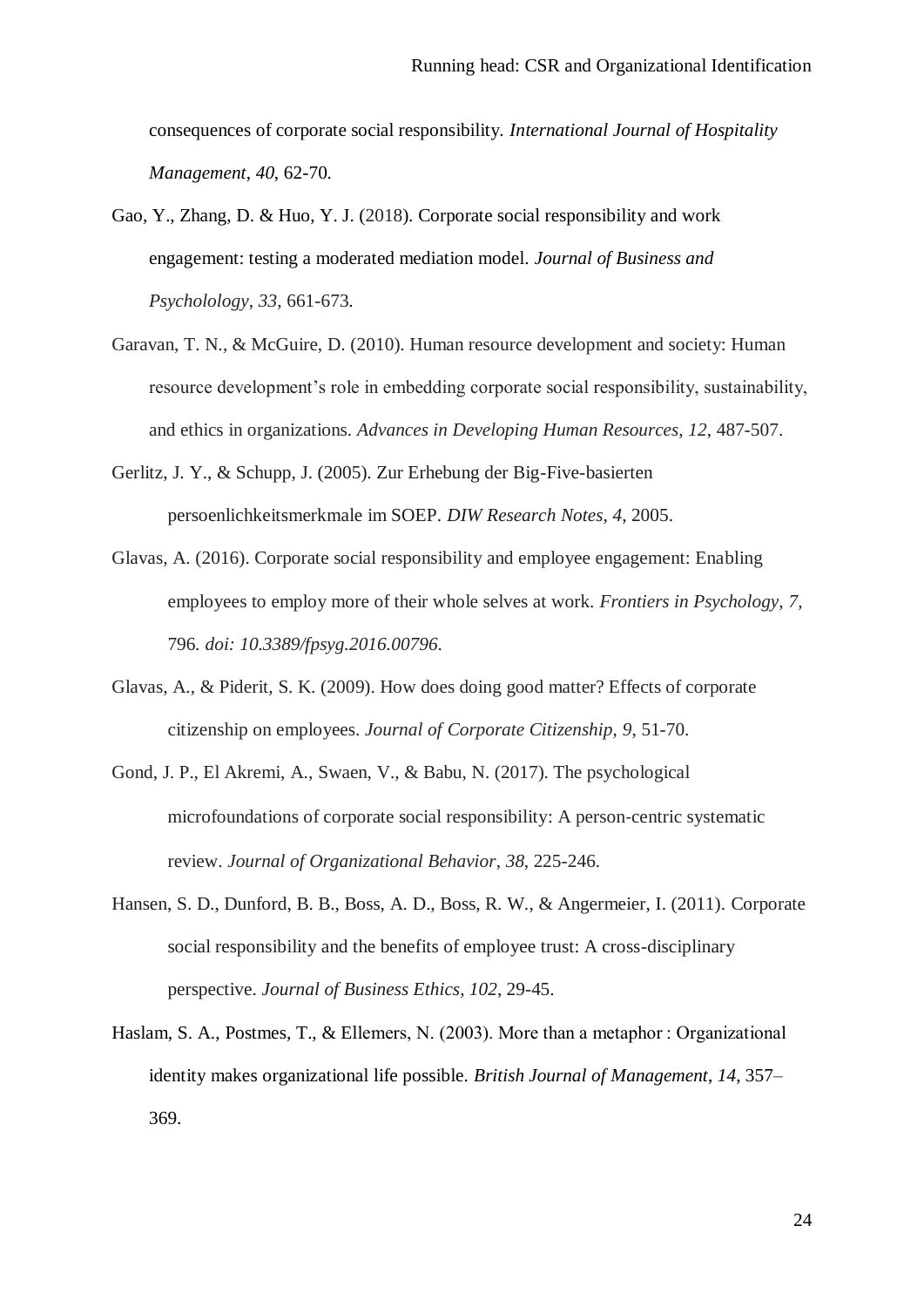consequences of corporate social responsibility. *International Journal of Hospitality Management*, *40*, 62-70.

Gao, Y., Zhang, D. & Huo, Y. J. (2018). Corporate social responsibility and work engagement: testing a moderated mediation model. *Journal of Business and Psychololgy*, *33*, 661-673.

Garavan, T. N., & McGuire, D. (2010). Human resource development and society: Human resource development's role in embedding corporate social responsibility, sustainability, and ethics in organizations. *Advances in Developing Human Resources*, *12*, 487-507.

Gerlitz, J. Y., & Schupp, J. (2005). Zur Erhebung der Big-Five-basierten persoenlichkeitsmerkmale im SOEP. *DIW Research Notes*, *4*, 2005.

Glavas, A. (2016). Corporate social responsibility and employee engagement: Enabling employees to employ more of their whole selves at work. *Frontiers in Psychology*, *7*, 796. *doi: 10.3389/fpsyg.2016.00796*.

Glavas, A., & Piderit, S. K. (2009). How does doing good matter? Effects of corporate citizenship on employees. *Journal of Corporate Citizenship*, *9*, 51-70.

Gond, J. P., El Akremi, A., Swaen, V., & Babu, N. (2017). The psychological microfoundations of corporate social responsibility: A person-centric systematic review. *Journal of Organizational Behavior*, *38*, 225-246.

Hansen, S. D., Dunford, B. B., Boss, A. D., Boss, R. W., & Angermeier, I. (2011). Corporate social responsibility and the benefits of employee trust: A cross-disciplinary perspective. *Journal of Business Ethics*, *102*, 29-45.

Haslam, S. A., Postmes, T., & Ellemers, N. (2003). More than a metaphor : Organizational identity makes organizational life possible. *British Journal of Management*, *14*, 357–369.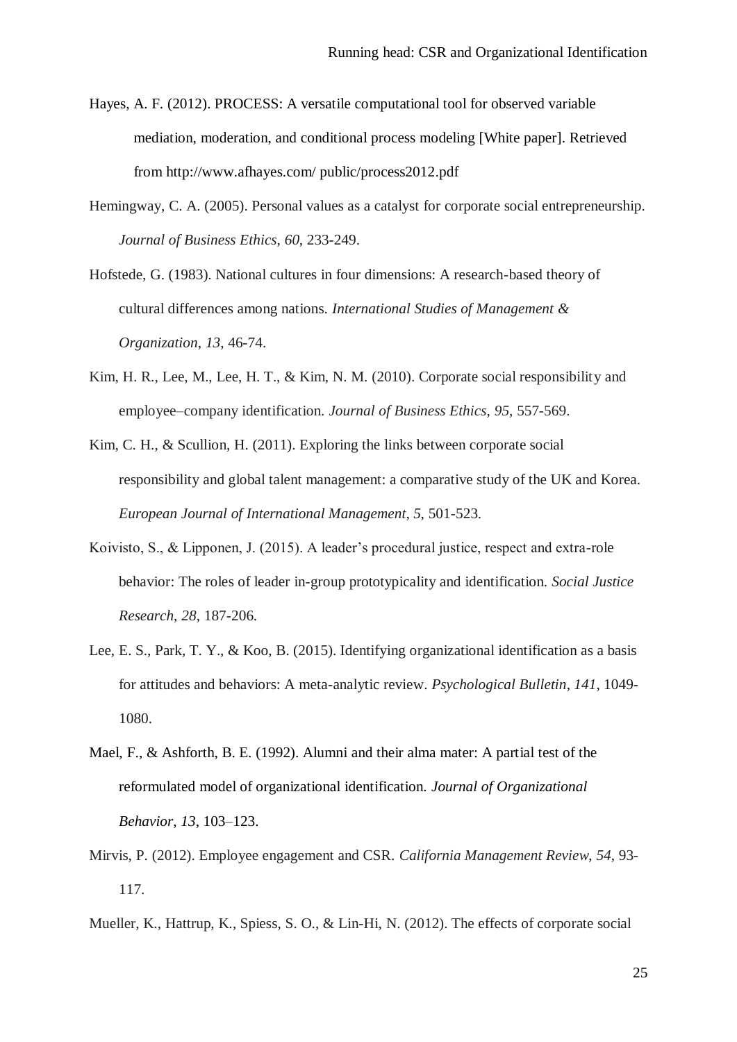Hayes, A. F. (2012). PROCESS: A versatile computational tool for observed variable mediation, moderation, and conditional process modeling [White paper]. Retrieved from http://www.afhayes.com/ public/process2012.pdf

Hemingway, C. A. (2005). Personal values as a catalyst for corporate social entrepreneurship. *Journal of Business Ethics*, *60*, 233-249.

Hofstede, G. (1983). National cultures in four dimensions: A research-based theory of cultural differences among nations. *International Studies of Management & Organization*, *13*, 46-74.

Kim, H. R., Lee, M., Lee, H. T., & Kim, N. M. (2010). Corporate social responsibility and employee–company identification. *Journal of Business Ethics*, *95*, 557-569.

Kim, C. H., & Scullion, H. (2011). Exploring the links between corporate social responsibility and global talent management: a comparative study of the UK and Korea. *European Journal of International Management*, *5*, 501-523.

Koivisto, S., & Lipponen, J. (2015). A leader's procedural justice, respect and extra-role behavior: The roles of leader in-group prototypicality and identification. *Social Justice Research*, *28*, 187-206.

Lee, E. S., Park, T. Y., & Koo, B. (2015). Identifying organizational identification as a basis for attitudes and behaviors: A meta-analytic review. *Psychological Bulletin*, *141*, 1049-1080.

Mael, F., & Ashforth, B. E. (1992). Alumni and their alma mater: A partial test of the reformulated model of organizational identification. *Journal of Organizational Behavior*, *13*, 103–123.

Mirvis, P. (2012). Employee engagement and CSR. *California Management Review*, *54*, 93-117.

Mueller, K., Hattrup, K., Spiess, S. O., & Lin-Hi, N. (2012). The effects of corporate social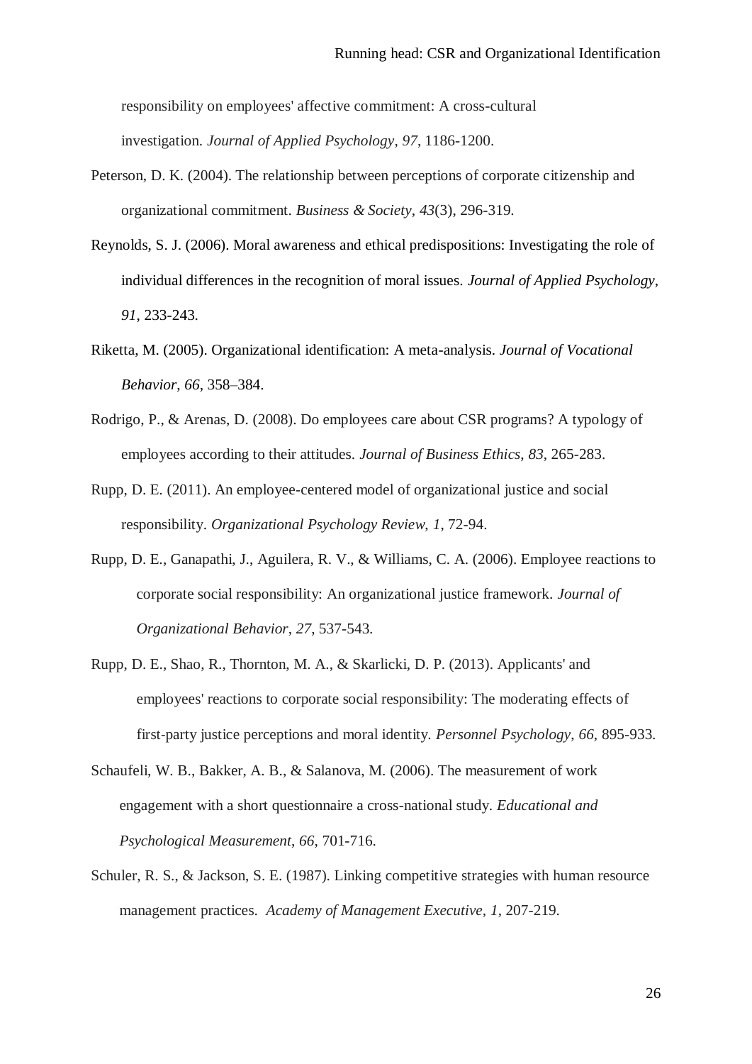responsibility on employees' affective commitment: A cross-cultural investigation. *Journal of Applied Psychology*, *97*, 1186-1200.

Peterson, D. K. (2004). The relationship between perceptions of corporate citizenship and organizational commitment. *Business & Society*, *43*(3), 296-319.

Reynolds, S. J. (2006). Moral awareness and ethical predispositions: Investigating the role of individual differences in the recognition of moral issues. *Journal of Applied Psychology*, *91*, 233-243.

Riketta, M. (2005). Organizational identification: A meta-analysis. *Journal of Vocational Behavior*, *66*, 358–384.

Rodrigo, P., & Arenas, D. (2008). Do employees care about CSR programs? A typology of employees according to their attitudes. *Journal of Business Ethics*, *83*, 265-283.

Rupp, D. E. (2011). An employee-centered model of organizational justice and social responsibility. *Organizational Psychology Review*, *1*, 72-94.

Rupp, D. E., Ganapathi, J., Aguilera, R. V., & Williams, C. A. (2006). Employee reactions to corporate social responsibility: An organizational justice framework. *Journal of Organizational Behavior*, *27*, 537-543.

Rupp, D. E., Shao, R., Thornton, M. A., & Skarlicki, D. P. (2013). Applicants' and employees' reactions to corporate social responsibility: The moderating effects of first-party justice perceptions and moral identity. *Personnel Psychology*, *66*, 895-933.

Schaufeli, W. B., Bakker, A. B., & Salanova, M. (2006). The measurement of work engagement with a short questionnaire a cross-national study. *Educational and Psychological Measurement*, *66*, 701-716.

Schuler, R. S., & Jackson, S. E. (1987). Linking competitive strategies with human resource management practices. *Academy of Management Executive, 1*, 207-219.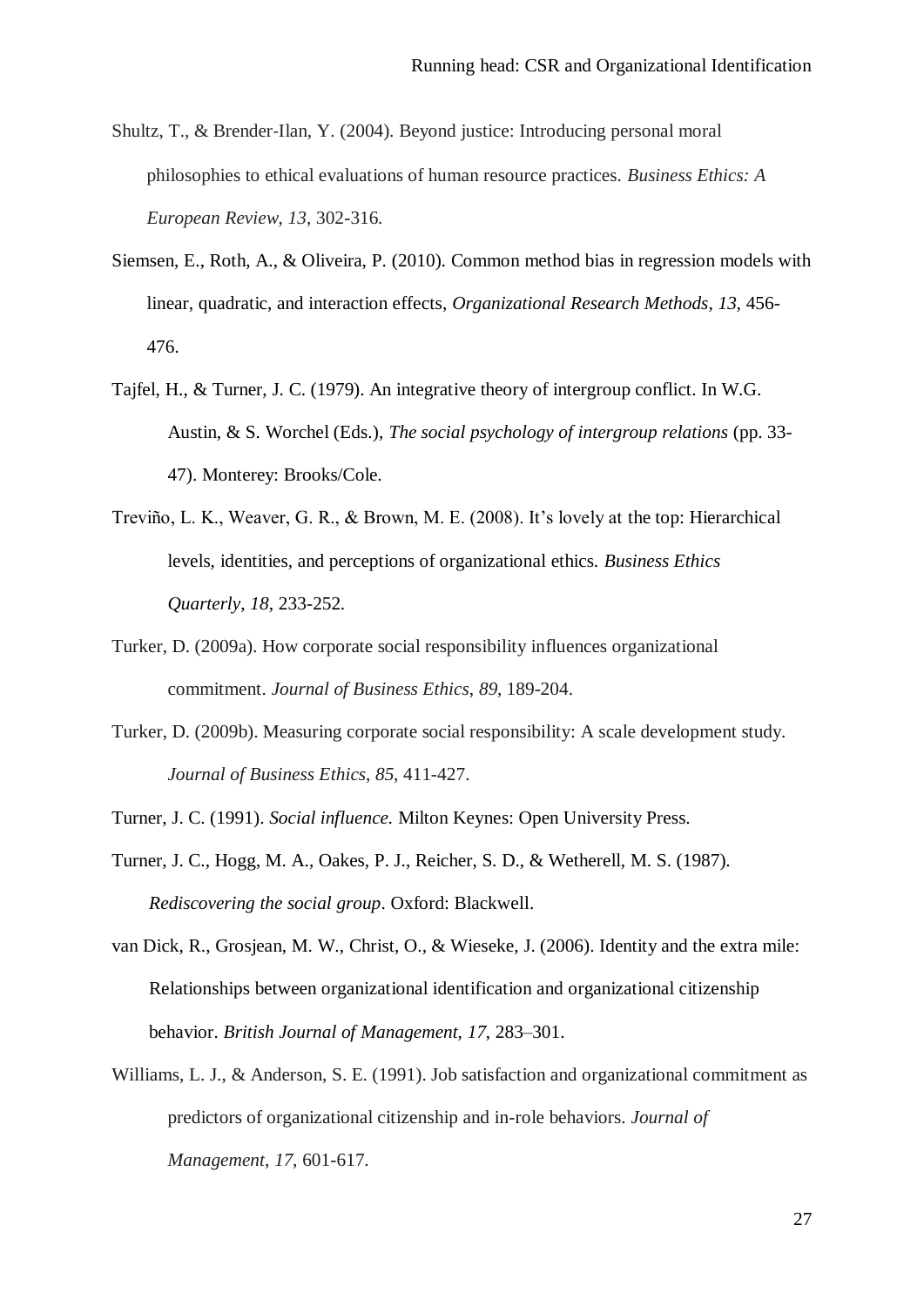Shultz, T., & Brender-Ilan, Y. (2004). Beyond justice: Introducing personal moral philosophies to ethical evaluations of human resource practices. *Business Ethics: A European Review*, *13*, 302-316.

Siemsen, E., Roth, A., & Oliveira, P. (2010). Common method bias in regression models with linear, quadratic, and interaction effects, *Organizational Research Methods*, *13*, 456-476.

Tajfel, H., & Turner, J. C. (1979). An integrative theory of intergroup conflict. In W.G. Austin, & S. Worchel (Eds.), *The social psychology of intergroup relations* (pp. 33-47). Monterey: Brooks/Cole.

Treviño, L. K., Weaver, G. R., & Brown, M. E. (2008). It's lovely at the top: Hierarchical levels, identities, and perceptions of organizational ethics. *Business Ethics Quarterly*, *18*, 233-252.

Turker, D. (2009a). How corporate social responsibility influences organizational commitment. *Journal of Business Ethics*, *89*, 189-204.

Turker, D. (2009b). Measuring corporate social responsibility: A scale development study. *Journal of Business Ethics*, *85*, 411-427.

Turner, J. C. (1991). *Social influence.* Milton Keynes: Open University Press.

Turner, J. C., Hogg, M. A., Oakes, P. J., Reicher, S. D., & Wetherell, M. S. (1987). *Rediscovering the social group*. Oxford: Blackwell.

van Dick, R., Grosjean, M. W., Christ, O., & Wieseke, J. (2006). Identity and the extra mile: Relationships between organizational identification and organizational citizenship behavior. *British Journal of Management*, *17*, 283–301.

Williams, L. J., & Anderson, S. E. (1991). Job satisfaction and organizational commitment as predictors of organizational citizenship and in-role behaviors. *Journal of Management*, *17*, 601-617.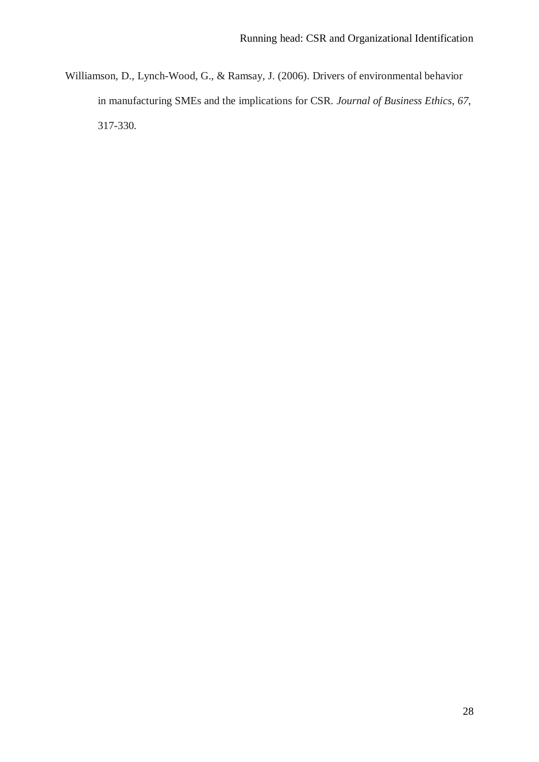Williamson, D., Lynch-Wood, G., & Ramsay, J. (2006). Drivers of environmental behavior in manufacturing SMEs and the implications for CSR. *Journal of Business Ethics*, *67*, 317-330.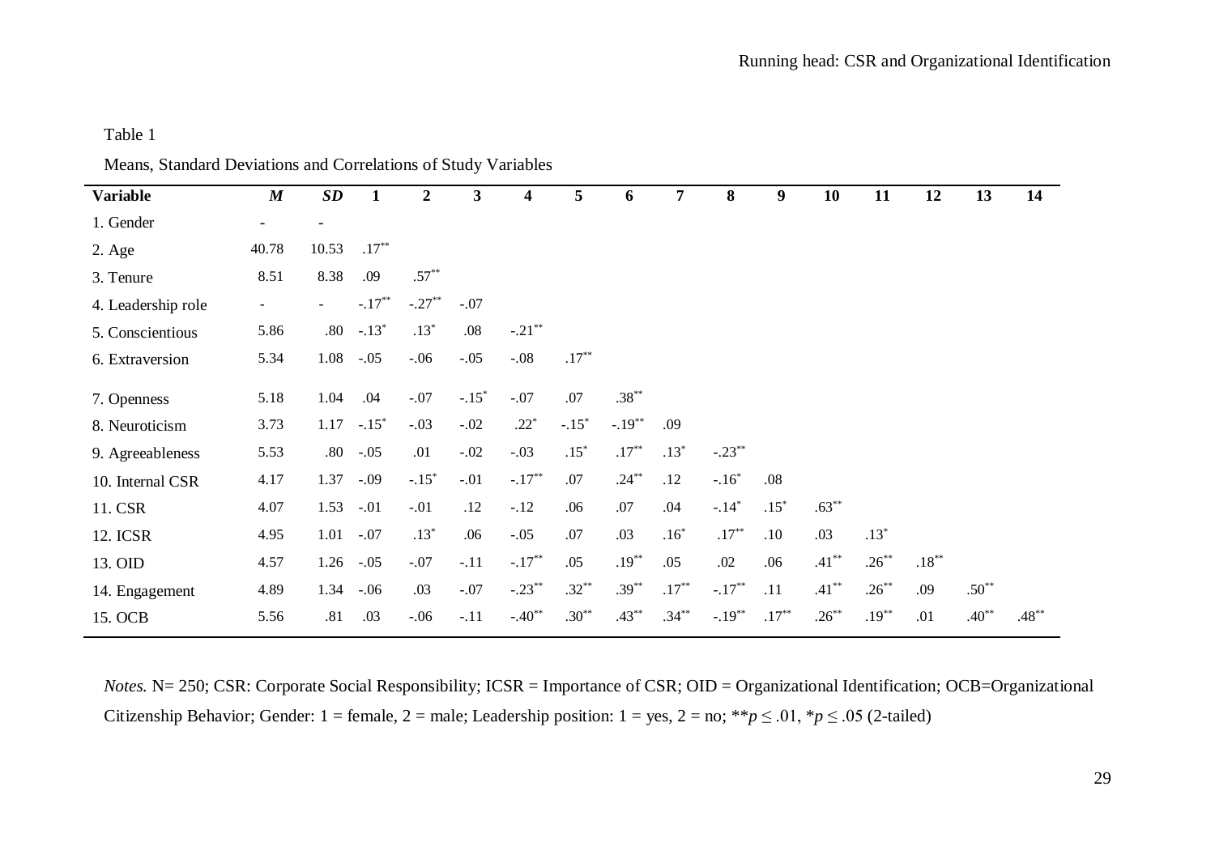Table 1

Means, Standard Deviations and Correlations of Study Variables

| Variable | *M* | *SD* | 1 | 2 | 3 | 4 | 5 | 6 | 7 | 8 | 9 | 10 | 11 | 12 | 13 | 14 |
|---|---|---|---|---|---|---|---|---|---|---|---|---|---|---|---|---|
| 1. Gender | - | - | | | | | | | | | | | | | | |
| 2. Age | 40.78 | 10.53 | .17** | | | | | | | | | | | | | |
| 3. Tenure | 8.51 | 8.38 | .09 | .57** | | | | | | | | | | | | |
| 4. Leadership role | - | - | -.17** | -.27** | -.07 | | | | | | | | | | | |
| 5. Conscientious | 5.86 | .80 | -.13* | .13* | .08 | -.21** | | | | | | | | | | |
| 6. Extraversion | 5.34 | 1.08 | -.05 | -.06 | -.05 | -.08 | .17** | | | | | | | | | |
| 7. Openness | 5.18 | 1.04 | .04 | -.07 | -.15* | -.07 | .07 | .38** | | | | | | | | |
| 8. Neuroticism | 3.73 | 1.17 | -.15* | -.03 | -.02 | .22* | -.15* | -.19** | .09 | | | | | | | |
| 9. Agreeableness | 5.53 | .80 | -.05 | .01 | -.02 | -.03 | .15* | .17** | .13* | -.23** | | | | | | |
| 10. Internal CSR | 4.17 | 1.37 | -.09 | -.15* | -.01 | -.17** | .07 | .24** | .12 | -.16* | .08 | | | | | |
| 11. CSR | 4.07 | 1.53 | -.01 | -.01 | .12 | -.12 | .06 | .07 | .04 | -.14* | .15* | .63** | | | | |
| 12. ICSR | 4.95 | 1.01 | -.07 | .13* | .06 | -.05 | .07 | .03 | .16* | .17** | .10 | .03 | .13* | | | |
| 13. OID | 4.57 | 1.26 | -.05 | -.07 | -.11 | -.17** | .05 | .19** | .05 | .02 | .06 | .41** | .26** | .18** | | |
| 14. Engagement | 4.89 | 1.34 | -.06 | .03 | -.07 | -.23** | .32** | .39** | .17** | -.17** | .11 | .41** | .26** | .09 | .50** | |
| 15. OCB | 5.56 | .81 | .03 | -.06 | -.11 | -.40** | .30** | .43** | .34** | -.19** | .17** | .26** | .19** | .01 | .40** | .48** |

*Notes.* N= 250; CSR: Corporate Social Responsibility; ICSR = Importance of CSR; OID = Organizational Identification; OCB=Organizational Citizenship Behavior; Gender: 1 = female, 2 = male; Leadership position: 1 = yes, 2 = no; \*\*$p \leq .01$, \*$p \leq .05$ (2-tailed)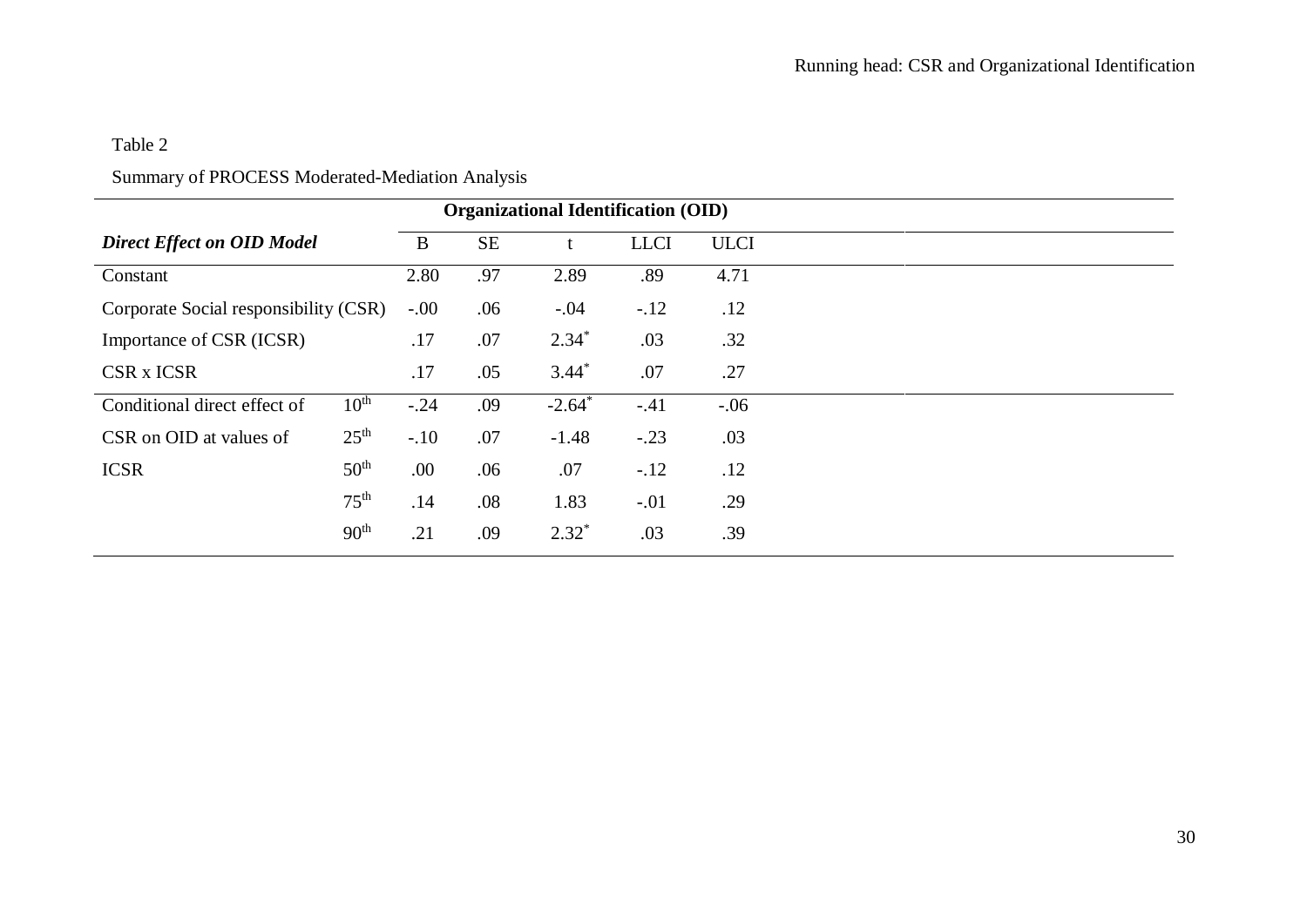Table 2

Summary of PROCESS Moderated-Mediation Analysis

| | | Organizational Identification (OID) | | | | |
|---|---|---|---|---|---|---|
| ***Direct Effect on OID Model*** | | B | SE | t | LLCI | ULCI |
| Constant | | 2.80 | .97 | 2.89 | .89 | 4.71 |
| Corporate Social responsibility (CSR) | | -.00 | .06 | -.04 | -.12 | .12 |
| Importance of CSR (ICSR) | | .17 | .07 | 2.34* | .03 | .32 |
| CSR x ICSR | | .17 | .05 | 3.44* | .07 | .27 |
| Conditional direct effect of | $10^{th}$ | -.24 | .09 | -2.64* | -.41 | -.06 |
| CSR on OID at values of | $25^{th}$ | -.10 | .07 | -1.48 | -.23 | .03 |
| ICSR | $50^{th}$ | .00 | .06 | .07 | -.12 | .12 |
| | $75^{th}$ | .14 | .08 | 1.83 | -.01 | .29 |
| | $90^{th}$ | .21 | .09 | 2.32* | .03 | .39 |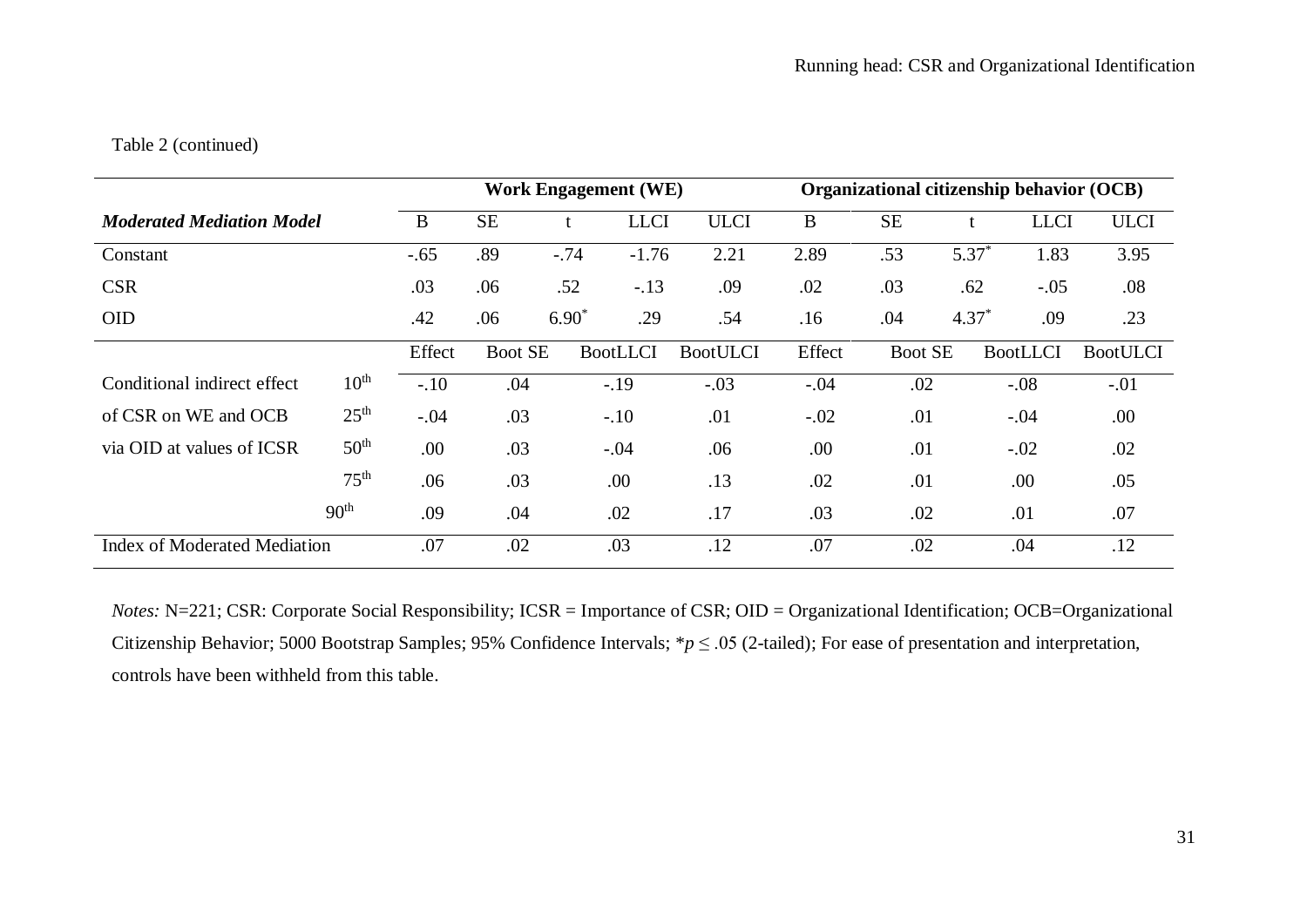Table 2 (continued)

| | | Work Engagement (WE) | | | | | Organizational citizenship behavior (OCB) | | | | |
|---|---|---|---|---|---|---|---|---|---|---|---|
| ***Moderated Mediation Model*** | | B | SE | t | LLCI | ULCI | B | SE | t | LLCI | ULCI |
| Constant | | -.65 | .89 | -.74 | -1.76 | 2.21 | 2.89 | .53 | 5.37* | 1.83 | 3.95 |
| CSR | | .03 | .06 | .52 | -.13 | .09 | .02 | .03 | .62 | -.05 | .08 |
| OID | | .42 | .06 | 6.90* | .29 | .54 | .16 | .04 | 4.37* | .09 | .23 |
| | | Effect | Boot SE | | BootLLCI | BootULCI | Effect | Boot SE | | BootLLCI | BootULCI |
| Conditional indirect effect | 10th | -.10 | .04 | | -.19 | -.03 | -.04 | .02 | | -.08 | -.01 |
| of CSR on WE and OCB | 25th | -.04 | .03 | | -.10 | .01 | -.02 | .01 | | -.04 | .00 |
| via OID at values of ICSR | 50th | .00 | .03 | | -.04 | .06 | .00 | .01 | | -.02 | .02 |
| | 75th | .06 | .03 | | .00 | .13 | .02 | .01 | | .00 | .05 |
| | 90th | .09 | .04 | | .02 | .17 | .03 | .02 | | .01 | .07 |
| Index of Moderated Mediation | | .07 | .02 | | .03 | .12 | .07 | .02 | | .04 | .12 |

*Notes:* N=221; CSR: Corporate Social Responsibility; ICSR = Importance of CSR; OID = Organizational Identification; OCB=Organizational Citizenship Behavior; 5000 Bootstrap Samples; 95% Confidence Intervals; $*p \leq .05$ (2-tailed); For ease of presentation and interpretation, controls have been withheld from this table.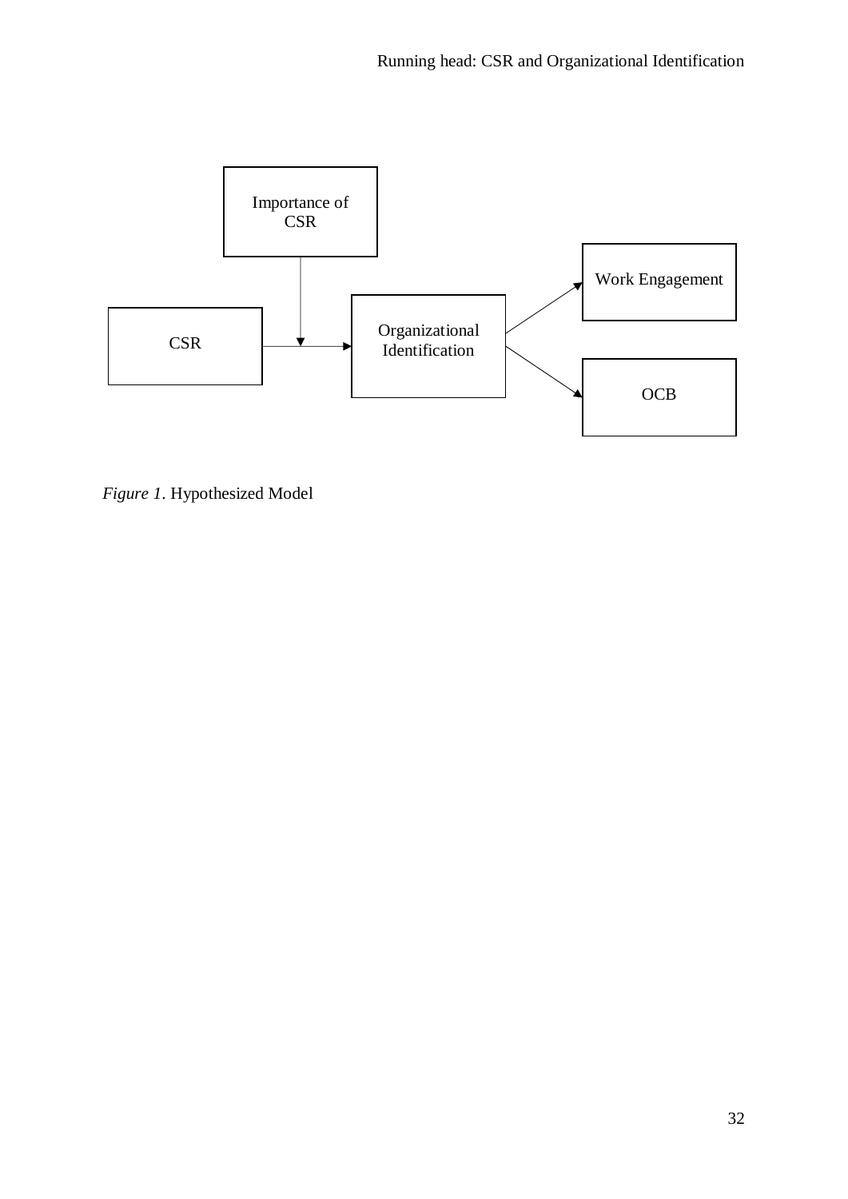Importance of CSR

CSR

Organizational Identification

Work Engagement

OCB

*Figure 1*. Hypothesized Model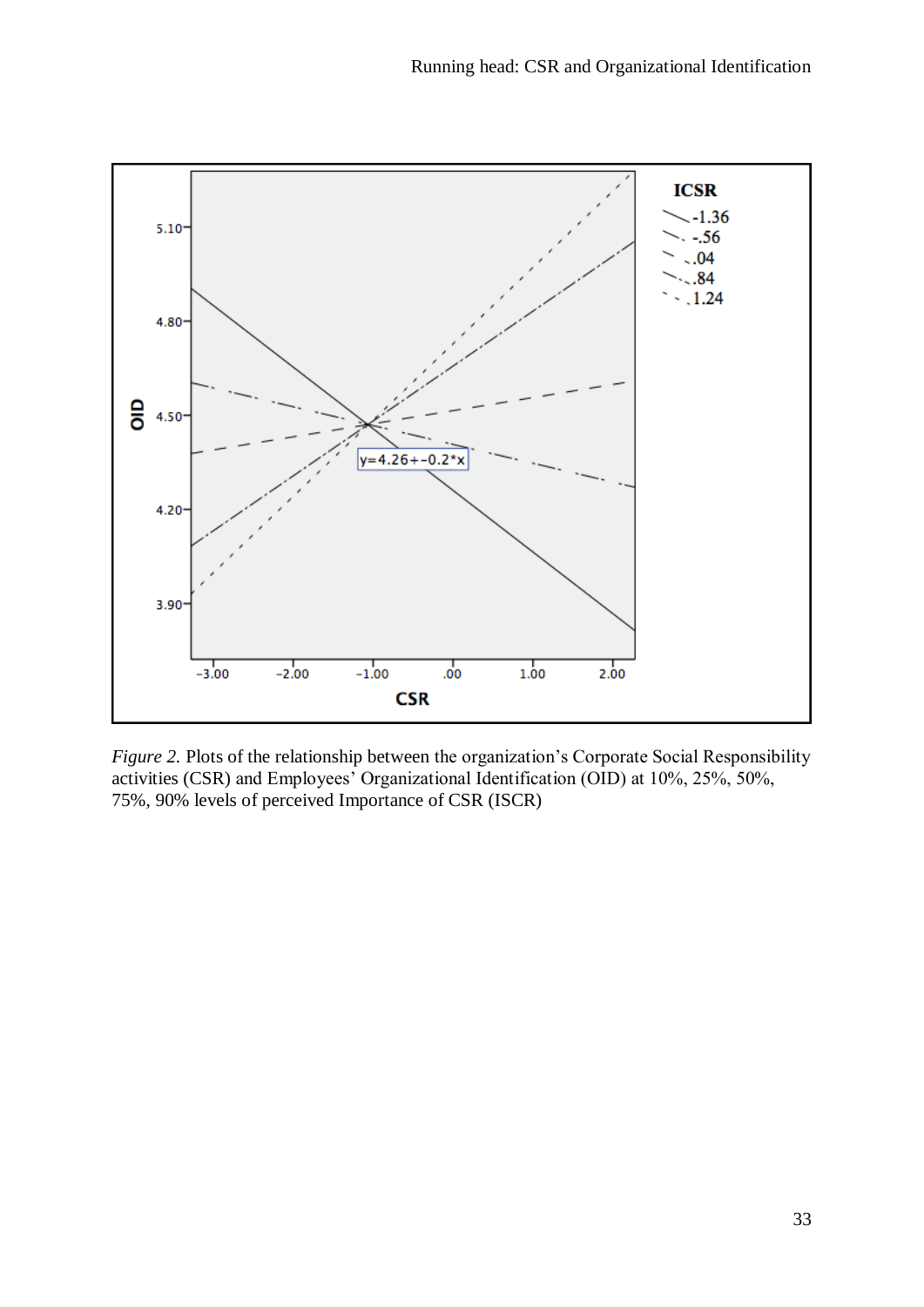ICSR

-1.36

-.56

.04

.84

1.24

5.10

4.80

4.50

4.20

3.90

OID

y=4.26+-0.2*x

-3.00

-2.00

-1.00

.00

1.00

2.00

CSR

*Figure 2.* Plots of the relationship between the organization's Corporate Social Responsibility activities (CSR) and Employees' Organizational Identification (OID) at 10%, 25%, 50%, 75%, 90% levels of perceived Importance of CSR (ISCR)